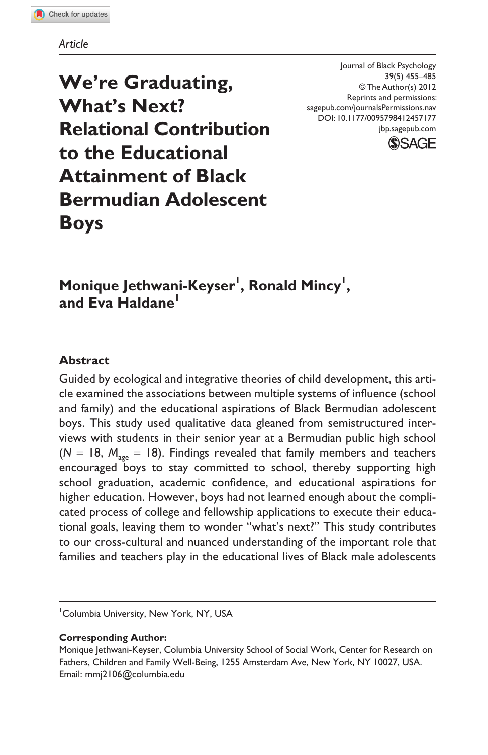Article

# We're Graduating, What's Next? Relational Contribution to the Educational Attainment of Black Bermudian Adolescent Boys

Journal of Black Psychology
39(5) 455–485
© The Author(s) 2012
Reprints and permissions:
sagepub.com/journalsPermissions.nav
DOI: 10.1177/0095798412457177
jbp.sagepub.com

**Monique Jethwani-Keyser[1], Ronald Mincy[1], and Eva Haldane[1]**

## Abstract

Guided by ecological and integrative theories of child development, this article examined the associations between multiple systems of influence (school and family) and the educational aspirations of Black Bermudian adolescent boys. This study used qualitative data gleaned from semistructured interviews with students in their senior year at a Bermudian public high school ($N$ = 18, $M_{age}$ = 18). Findings revealed that family members and teachers encouraged boys to stay committed to school, thereby supporting high school graduation, academic confidence, and educational aspirations for higher education. However, boys had not learned enough about the complicated process of college and fellowship applications to execute their educational goals, leaving them to wonder "what's next?" This study contributes to our cross-cultural and nuanced understanding of the important role that families and teachers play in the educational lives of Black male adolescents

[1]Columbia University, New York, NY, USA

**Corresponding Author:**
Monique Jethwani-Keyser, Columbia University School of Social Work, Center for Research on Fathers, Children and Family Well-Being, 1255 Amsterdam Ave, New York, NY 10027, USA.
Email: mmj2106@columbia.edu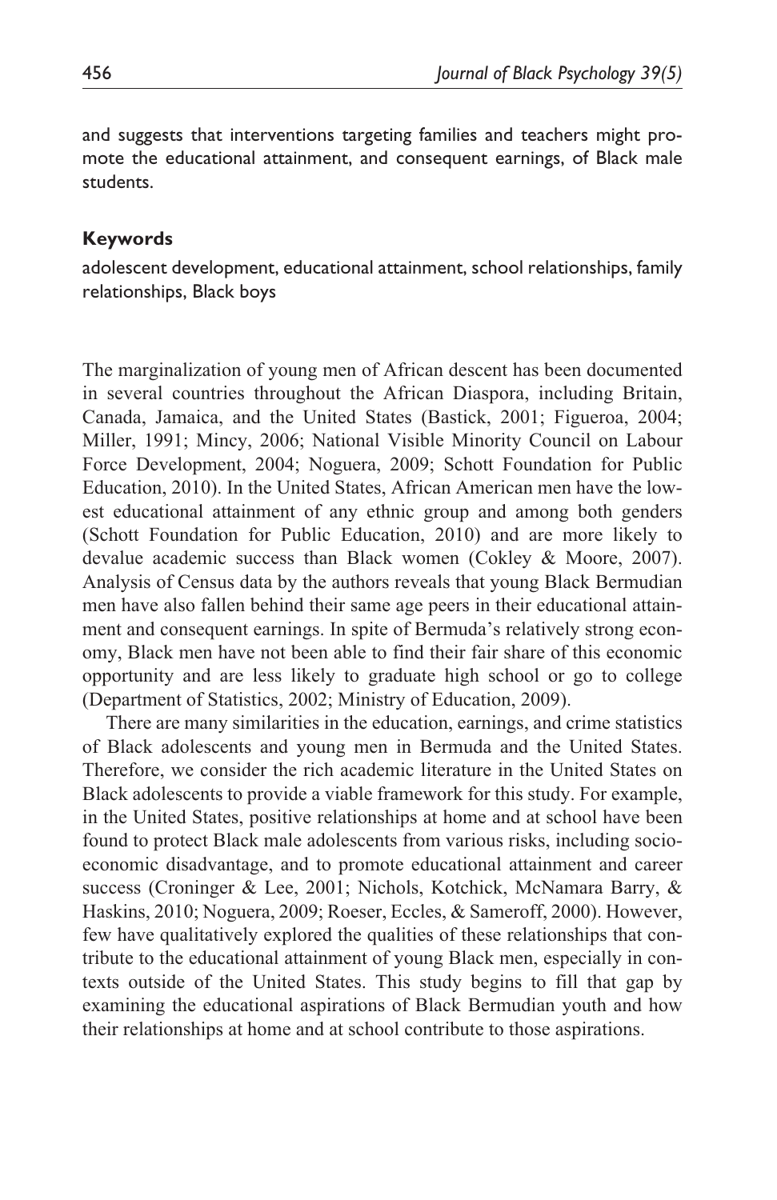and suggests that interventions targeting families and teachers might promote the educational attainment, and consequent earnings, of Black male students.

### Keywords

adolescent development, educational attainment, school relationships, family relationships, Black boys

The marginalization of young men of African descent has been documented in several countries throughout the African Diaspora, including Britain, Canada, Jamaica, and the United States (Bastick, 2001; Figueroa, 2004; Miller, 1991; Mincy, 2006; National Visible Minority Council on Labour Force Development, 2004; Noguera, 2009; Schott Foundation for Public Education, 2010). In the United States, African American men have the lowest educational attainment of any ethnic group and among both genders (Schott Foundation for Public Education, 2010) and are more likely to devalue academic success than Black women (Cokley & Moore, 2007). Analysis of Census data by the authors reveals that young Black Bermudian men have also fallen behind their same age peers in their educational attainment and consequent earnings. In spite of Bermuda's relatively strong economy, Black men have not been able to find their fair share of this economic opportunity and are less likely to graduate high school or go to college (Department of Statistics, 2002; Ministry of Education, 2009).

There are many similarities in the education, earnings, and crime statistics of Black adolescents and young men in Bermuda and the United States. Therefore, we consider the rich academic literature in the United States on Black adolescents to provide a viable framework for this study. For example, in the United States, positive relationships at home and at school have been found to protect Black male adolescents from various risks, including socioeconomic disadvantage, and to promote educational attainment and career success (Croninger & Lee, 2001; Nichols, Kotchick, McNamara Barry, & Haskins, 2010; Noguera, 2009; Roeser, Eccles, & Sameroff, 2000). However, few have qualitatively explored the qualities of these relationships that contribute to the educational attainment of young Black men, especially in contexts outside of the United States. This study begins to fill that gap by examining the educational aspirations of Black Bermudian youth and how their relationships at home and at school contribute to those aspirations.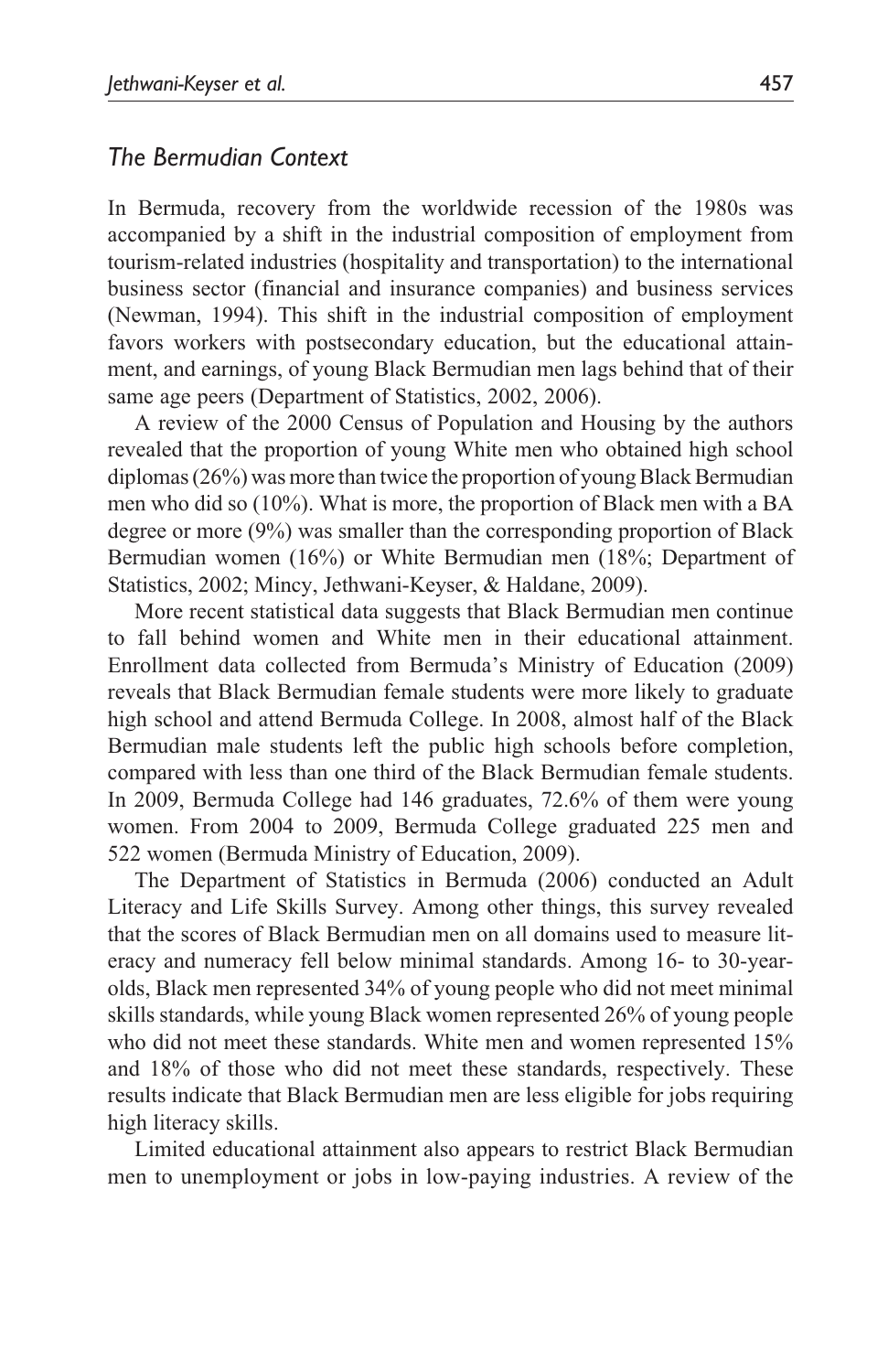### *The Bermudian Context*

In Bermuda, recovery from the worldwide recession of the 1980s was accompanied by a shift in the industrial composition of employment from tourism-related industries (hospitality and transportation) to the international business sector (financial and insurance companies) and business services (Newman, 1994). This shift in the industrial composition of employment favors workers with postsecondary education, but the educational attainment, and earnings, of young Black Bermudian men lags behind that of their same age peers (Department of Statistics, 2002, 2006).

A review of the 2000 Census of Population and Housing by the authors revealed that the proportion of young White men who obtained high school diplomas (26%) was more than twice the proportion of young Black Bermudian men who did so (10%). What is more, the proportion of Black men with a BA degree or more (9%) was smaller than the corresponding proportion of Black Bermudian women (16%) or White Bermudian men (18%; Department of Statistics, 2002; Mincy, Jethwani-Keyser, & Haldane, 2009).

More recent statistical data suggests that Black Bermudian men continue to fall behind women and White men in their educational attainment. Enrollment data collected from Bermuda's Ministry of Education (2009) reveals that Black Bermudian female students were more likely to graduate high school and attend Bermuda College. In 2008, almost half of the Black Bermudian male students left the public high schools before completion, compared with less than one third of the Black Bermudian female students. In 2009, Bermuda College had 146 graduates, 72.6% of them were young women. From 2004 to 2009, Bermuda College graduated 225 men and 522 women (Bermuda Ministry of Education, 2009).

The Department of Statistics in Bermuda (2006) conducted an Adult Literacy and Life Skills Survey. Among other things, this survey revealed that the scores of Black Bermudian men on all domains used to measure literacy and numeracy fell below minimal standards. Among 16- to 30-year-olds, Black men represented 34% of young people who did not meet minimal skills standards, while young Black women represented 26% of young people who did not meet these standards. White men and women represented 15% and 18% of those who did not meet these standards, respectively. These results indicate that Black Bermudian men are less eligible for jobs requiring high literacy skills.

Limited educational attainment also appears to restrict Black Bermudian men to unemployment or jobs in low-paying industries. A review of the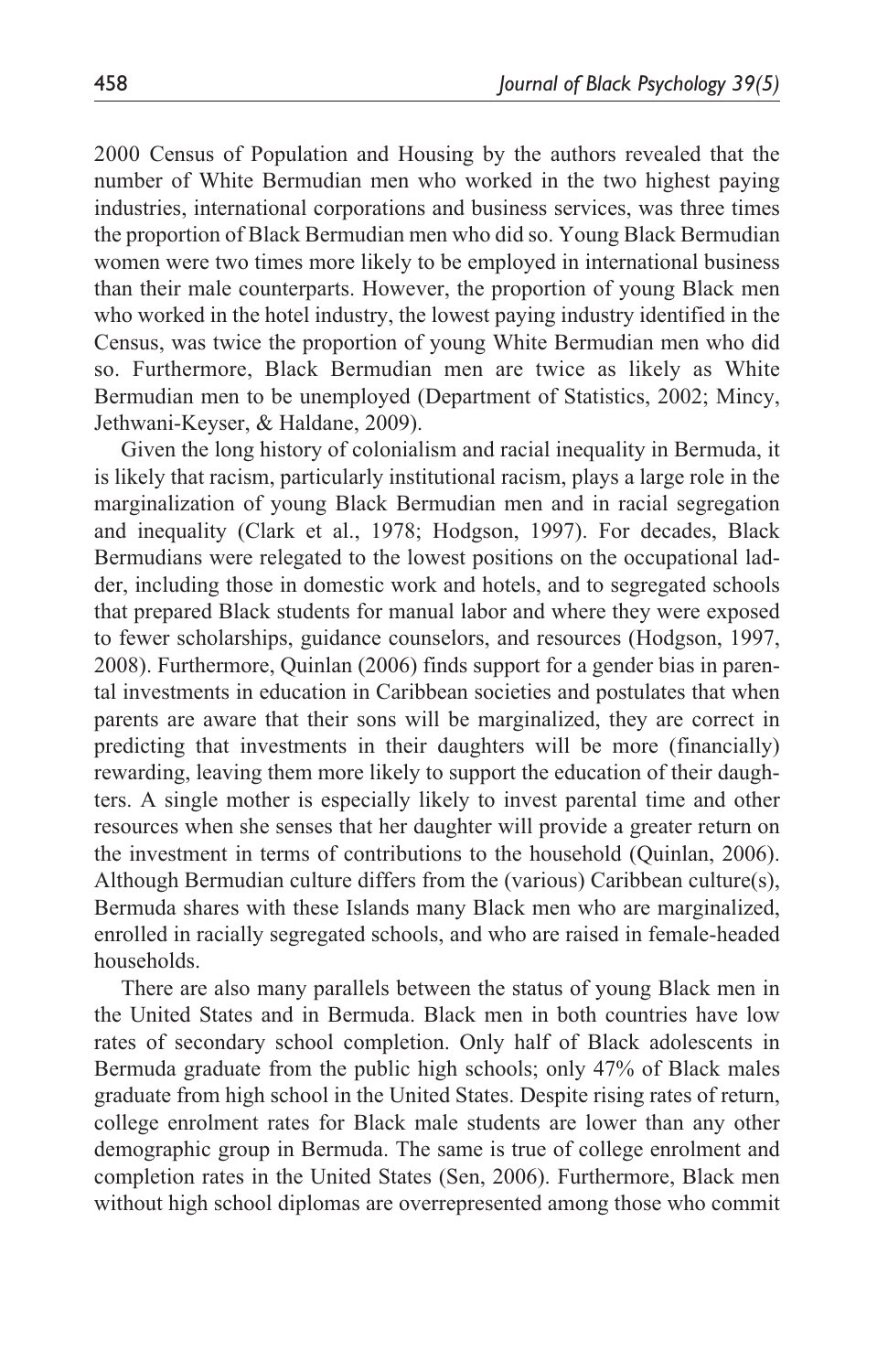2000 Census of Population and Housing by the authors revealed that the number of White Bermudian men who worked in the two highest paying industries, international corporations and business services, was three times the proportion of Black Bermudian men who did so. Young Black Bermudian women were two times more likely to be employed in international business than their male counterparts. However, the proportion of young Black men who worked in the hotel industry, the lowest paying industry identified in the Census, was twice the proportion of young White Bermudian men who did so. Furthermore, Black Bermudian men are twice as likely as White Bermudian men to be unemployed (Department of Statistics, 2002; Mincy, Jethwani-Keyser, & Haldane, 2009).

Given the long history of colonialism and racial inequality in Bermuda, it is likely that racism, particularly institutional racism, plays a large role in the marginalization of young Black Bermudian men and in racial segregation and inequality (Clark et al., 1978; Hodgson, 1997). For decades, Black Bermudians were relegated to the lowest positions on the occupational ladder, including those in domestic work and hotels, and to segregated schools that prepared Black students for manual labor and where they were exposed to fewer scholarships, guidance counselors, and resources (Hodgson, 1997, 2008). Furthermore, Quinlan (2006) finds support for a gender bias in parental investments in education in Caribbean societies and postulates that when parents are aware that their sons will be marginalized, they are correct in predicting that investments in their daughters will be more (financially) rewarding, leaving them more likely to support the education of their daughters. A single mother is especially likely to invest parental time and other resources when she senses that her daughter will provide a greater return on the investment in terms of contributions to the household (Quinlan, 2006). Although Bermudian culture differs from the (various) Caribbean culture(s), Bermuda shares with these Islands many Black men who are marginalized, enrolled in racially segregated schools, and who are raised in female-headed households.

There are also many parallels between the status of young Black men in the United States and in Bermuda. Black men in both countries have low rates of secondary school completion. Only half of Black adolescents in Bermuda graduate from the public high schools; only 47% of Black males graduate from high school in the United States. Despite rising rates of return, college enrolment rates for Black male students are lower than any other demographic group in Bermuda. The same is true of college enrolment and completion rates in the United States (Sen, 2006). Furthermore, Black men without high school diplomas are overrepresented among those who commit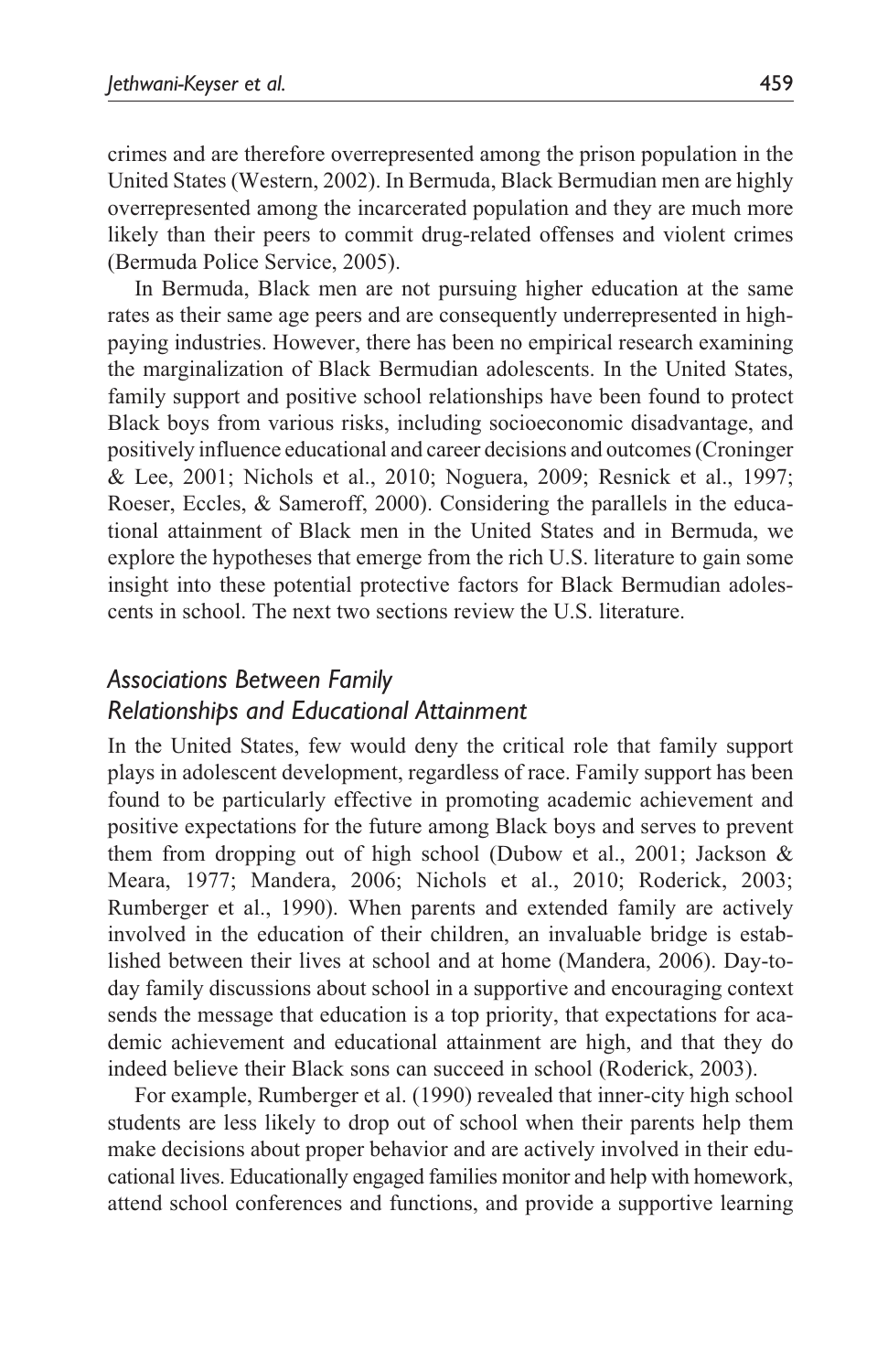crimes and are therefore overrepresented among the prison population in the United States (Western, 2002). In Bermuda, Black Bermudian men are highly overrepresented among the incarcerated population and they are much more likely than their peers to commit drug-related offenses and violent crimes (Bermuda Police Service, 2005).

In Bermuda, Black men are not pursuing higher education at the same rates as their same age peers and are consequently underrepresented in high-paying industries. However, there has been no empirical research examining the marginalization of Black Bermudian adolescents. In the United States, family support and positive school relationships have been found to protect Black boys from various risks, including socioeconomic disadvantage, and positively influence educational and career decisions and outcomes (Croninger & Lee, 2001; Nichols et al., 2010; Noguera, 2009; Resnick et al., 1997; Roeser, Eccles, & Sameroff, 2000). Considering the parallels in the educational attainment of Black men in the United States and in Bermuda, we explore the hypotheses that emerge from the rich U.S. literature to gain some insight into these potential protective factors for Black Bermudian adolescents in school. The next two sections review the U.S. literature.

## *Associations Between Family Relationships and Educational Attainment*

In the United States, few would deny the critical role that family support plays in adolescent development, regardless of race. Family support has been found to be particularly effective in promoting academic achievement and positive expectations for the future among Black boys and serves to prevent them from dropping out of high school (Dubow et al., 2001; Jackson & Meara, 1977; Mandera, 2006; Nichols et al., 2010; Roderick, 2003; Rumberger et al., 1990). When parents and extended family are actively involved in the education of their children, an invaluable bridge is established between their lives at school and at home (Mandera, 2006). Day-to-day family discussions about school in a supportive and encouraging context sends the message that education is a top priority, that expectations for academic achievement and educational attainment are high, and that they do indeed believe their Black sons can succeed in school (Roderick, 2003).

For example, Rumberger et al. (1990) revealed that inner-city high school students are less likely to drop out of school when their parents help them make decisions about proper behavior and are actively involved in their educational lives. Educationally engaged families monitor and help with homework, attend school conferences and functions, and provide a supportive learning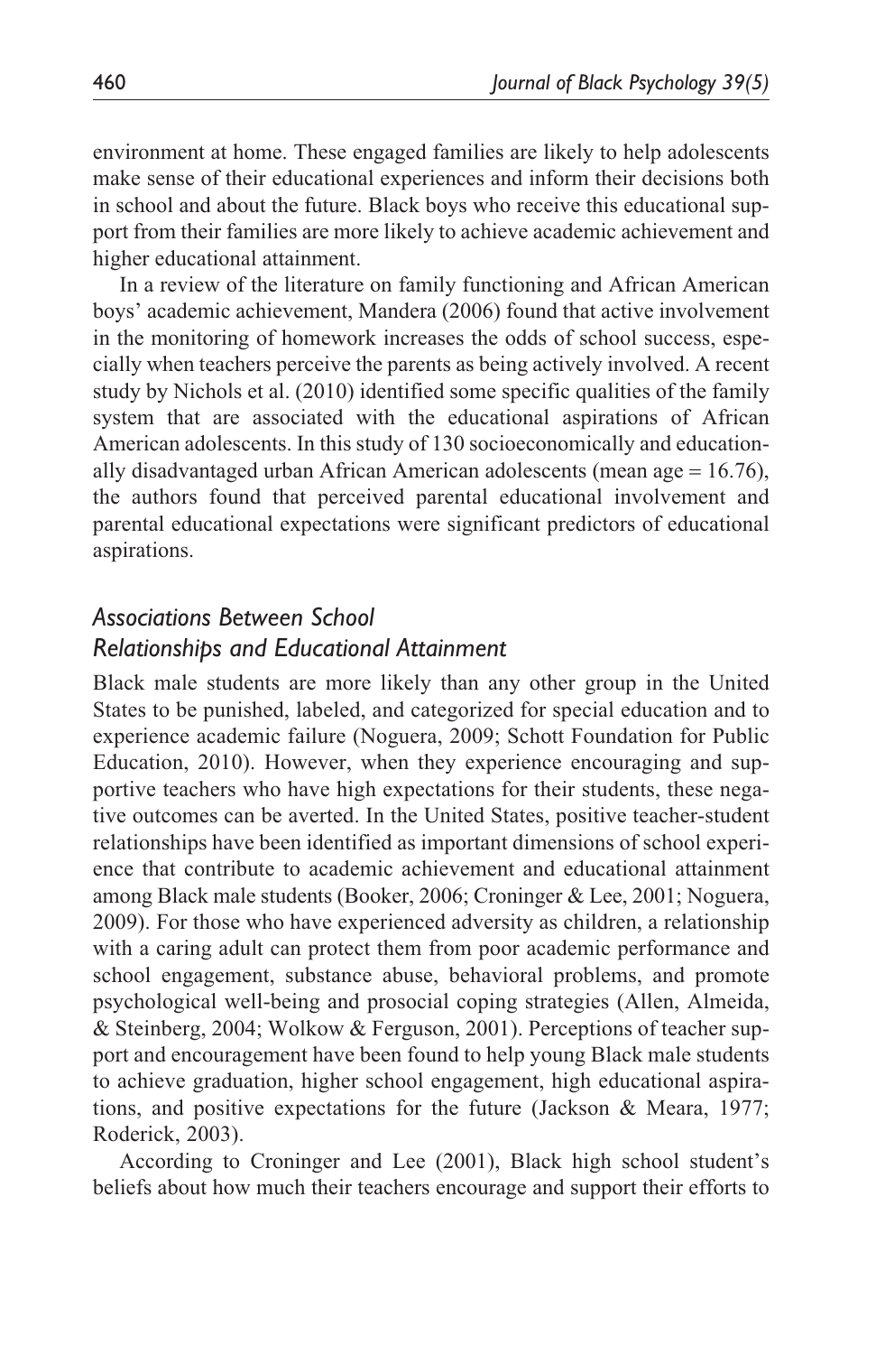environment at home. These engaged families are likely to help adolescents make sense of their educational experiences and inform their decisions both in school and about the future. Black boys who receive this educational support from their families are more likely to achieve academic achievement and higher educational attainment.

In a review of the literature on family functioning and African American boys' academic achievement, Mandera (2006) found that active involvement in the monitoring of homework increases the odds of school success, especially when teachers perceive the parents as being actively involved. A recent study by Nichols et al. (2010) identified some specific qualities of the family system that are associated with the educational aspirations of African American adolescents. In this study of 130 socioeconomically and educationally disadvantaged urban African American adolescents (mean age = 16.76), the authors found that perceived parental educational involvement and parental educational expectations were significant predictors of educational aspirations.

### *Associations Between School Relationships and Educational Attainment*

Black male students are more likely than any other group in the United States to be punished, labeled, and categorized for special education and to experience academic failure (Noguera, 2009; Schott Foundation for Public Education, 2010). However, when they experience encouraging and supportive teachers who have high expectations for their students, these negative outcomes can be averted. In the United States, positive teacher-student relationships have been identified as important dimensions of school experience that contribute to academic achievement and educational attainment among Black male students (Booker, 2006; Croninger & Lee, 2001; Noguera, 2009). For those who have experienced adversity as children, a relationship with a caring adult can protect them from poor academic performance and school engagement, substance abuse, behavioral problems, and promote psychological well-being and prosocial coping strategies (Allen, Almeida, & Steinberg, 2004; Wolkow & Ferguson, 2001). Perceptions of teacher support and encouragement have been found to help young Black male students to achieve graduation, higher school engagement, high educational aspirations, and positive expectations for the future (Jackson & Meara, 1977; Roderick, 2003).

According to Croninger and Lee (2001), Black high school student's beliefs about how much their teachers encourage and support their efforts to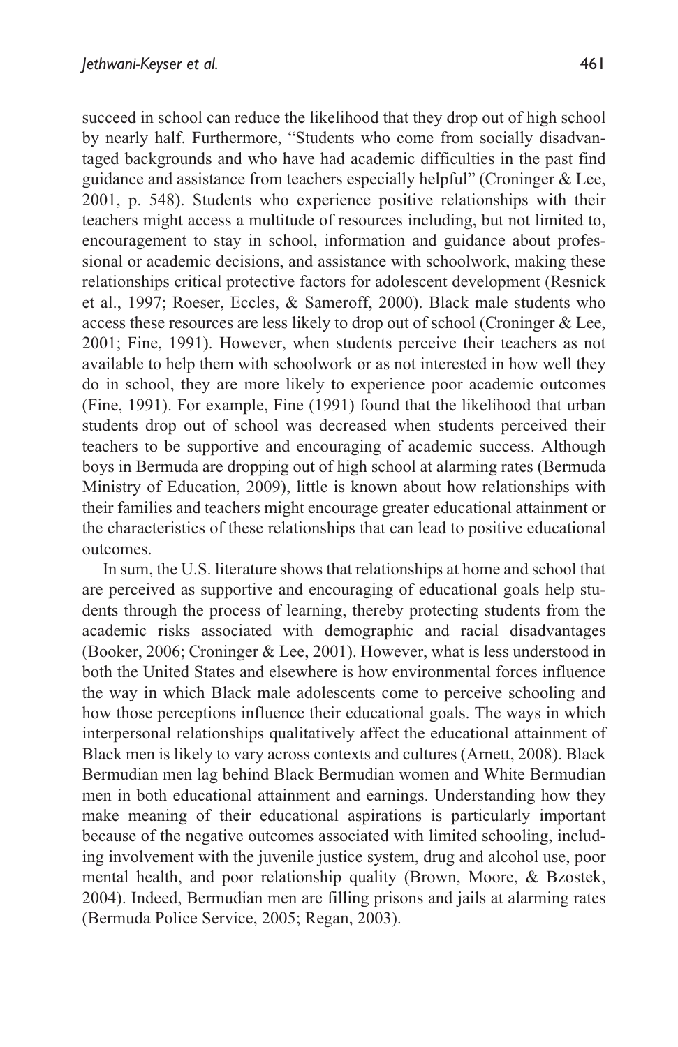succeed in school can reduce the likelihood that they drop out of high school by nearly half. Furthermore, "Students who come from socially disadvantaged backgrounds and who have had academic difficulties in the past find guidance and assistance from teachers especially helpful" (Croninger & Lee, 2001, p. 548). Students who experience positive relationships with their teachers might access a multitude of resources including, but not limited to, encouragement to stay in school, information and guidance about professional or academic decisions, and assistance with schoolwork, making these relationships critical protective factors for adolescent development (Resnick et al., 1997; Roeser, Eccles, & Sameroff, 2000). Black male students who access these resources are less likely to drop out of school (Croninger & Lee, 2001; Fine, 1991). However, when students perceive their teachers as not available to help them with schoolwork or as not interested in how well they do in school, they are more likely to experience poor academic outcomes (Fine, 1991). For example, Fine (1991) found that the likelihood that urban students drop out of school was decreased when students perceived their teachers to be supportive and encouraging of academic success. Although boys in Bermuda are dropping out of high school at alarming rates (Bermuda Ministry of Education, 2009), little is known about how relationships with their families and teachers might encourage greater educational attainment or the characteristics of these relationships that can lead to positive educational outcomes.

In sum, the U.S. literature shows that relationships at home and school that are perceived as supportive and encouraging of educational goals help students through the process of learning, thereby protecting students from the academic risks associated with demographic and racial disadvantages (Booker, 2006; Croninger & Lee, 2001). However, what is less understood in both the United States and elsewhere is how environmental forces influence the way in which Black male adolescents come to perceive schooling and how those perceptions influence their educational goals. The ways in which interpersonal relationships qualitatively affect the educational attainment of Black men is likely to vary across contexts and cultures (Arnett, 2008). Black Bermudian men lag behind Black Bermudian women and White Bermudian men in both educational attainment and earnings. Understanding how they make meaning of their educational aspirations is particularly important because of the negative outcomes associated with limited schooling, including involvement with the juvenile justice system, drug and alcohol use, poor mental health, and poor relationship quality (Brown, Moore, & Bzostek, 2004). Indeed, Bermudian men are filling prisons and jails at alarming rates (Bermuda Police Service, 2005; Regan, 2003).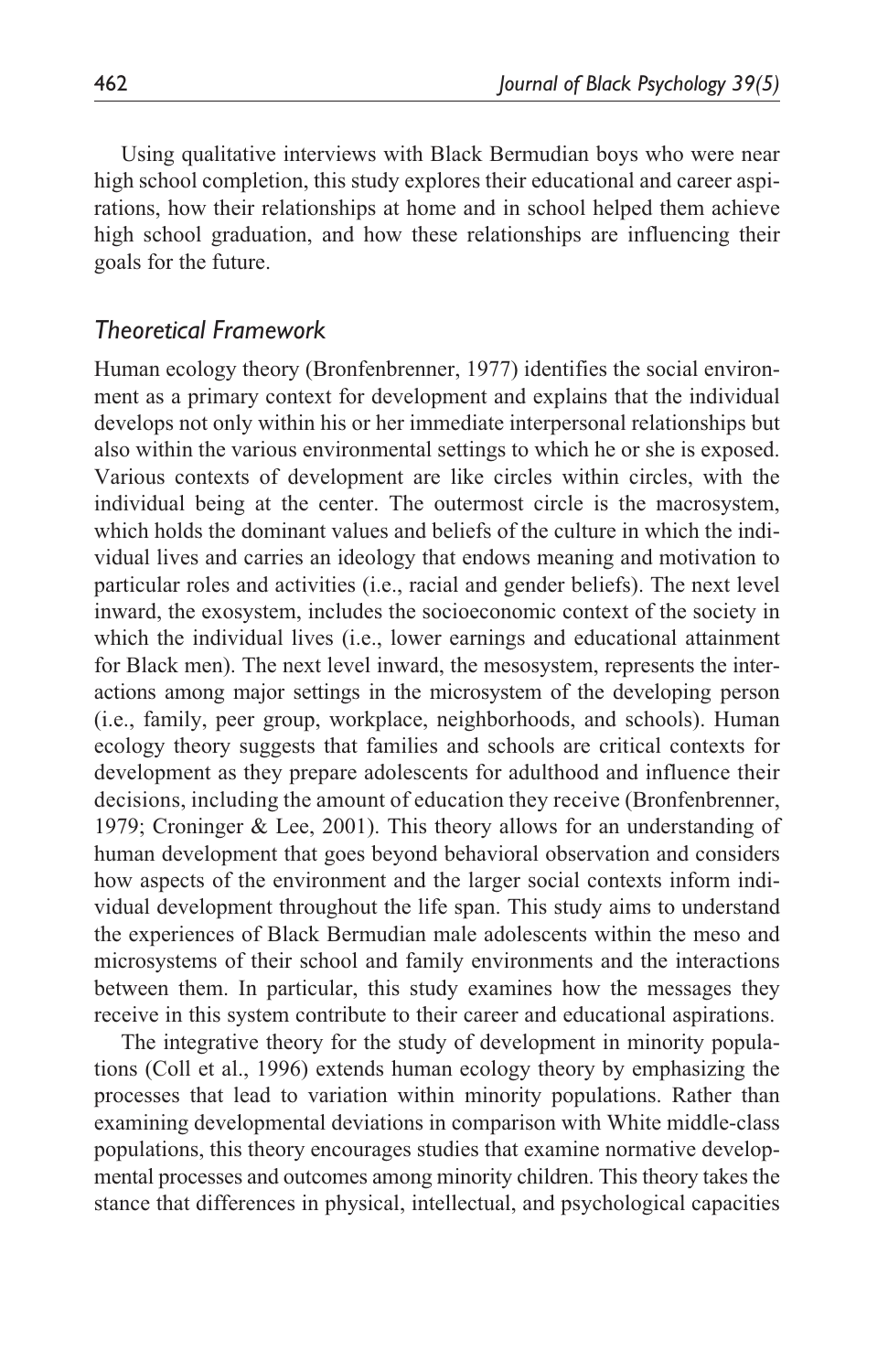Using qualitative interviews with Black Bermudian boys who were near high school completion, this study explores their educational and career aspirations, how their relationships at home and in school helped them achieve high school graduation, and how these relationships are influencing their goals for the future.

### *Theoretical Framework*

Human ecology theory (Bronfenbrenner, 1977) identifies the social environment as a primary context for development and explains that the individual develops not only within his or her immediate interpersonal relationships but also within the various environmental settings to which he or she is exposed. Various contexts of development are like circles within circles, with the individual being at the center. The outermost circle is the macrosystem, which holds the dominant values and beliefs of the culture in which the individual lives and carries an ideology that endows meaning and motivation to particular roles and activities (i.e., racial and gender beliefs). The next level inward, the exosystem, includes the socioeconomic context of the society in which the individual lives (i.e., lower earnings and educational attainment for Black men). The next level inward, the mesosystem, represents the interactions among major settings in the microsystem of the developing person (i.e., family, peer group, workplace, neighborhoods, and schools). Human ecology theory suggests that families and schools are critical contexts for development as they prepare adolescents for adulthood and influence their decisions, including the amount of education they receive (Bronfenbrenner, 1979; Croninger & Lee, 2001). This theory allows for an understanding of human development that goes beyond behavioral observation and considers how aspects of the environment and the larger social contexts inform individual development throughout the life span. This study aims to understand the experiences of Black Bermudian male adolescents within the meso and microsystems of their school and family environments and the interactions between them. In particular, this study examines how the messages they receive in this system contribute to their career and educational aspirations.

The integrative theory for the study of development in minority populations (Coll et al., 1996) extends human ecology theory by emphasizing the processes that lead to variation within minority populations. Rather than examining developmental deviations in comparison with White middle-class populations, this theory encourages studies that examine normative developmental processes and outcomes among minority children. This theory takes the stance that differences in physical, intellectual, and psychological capacities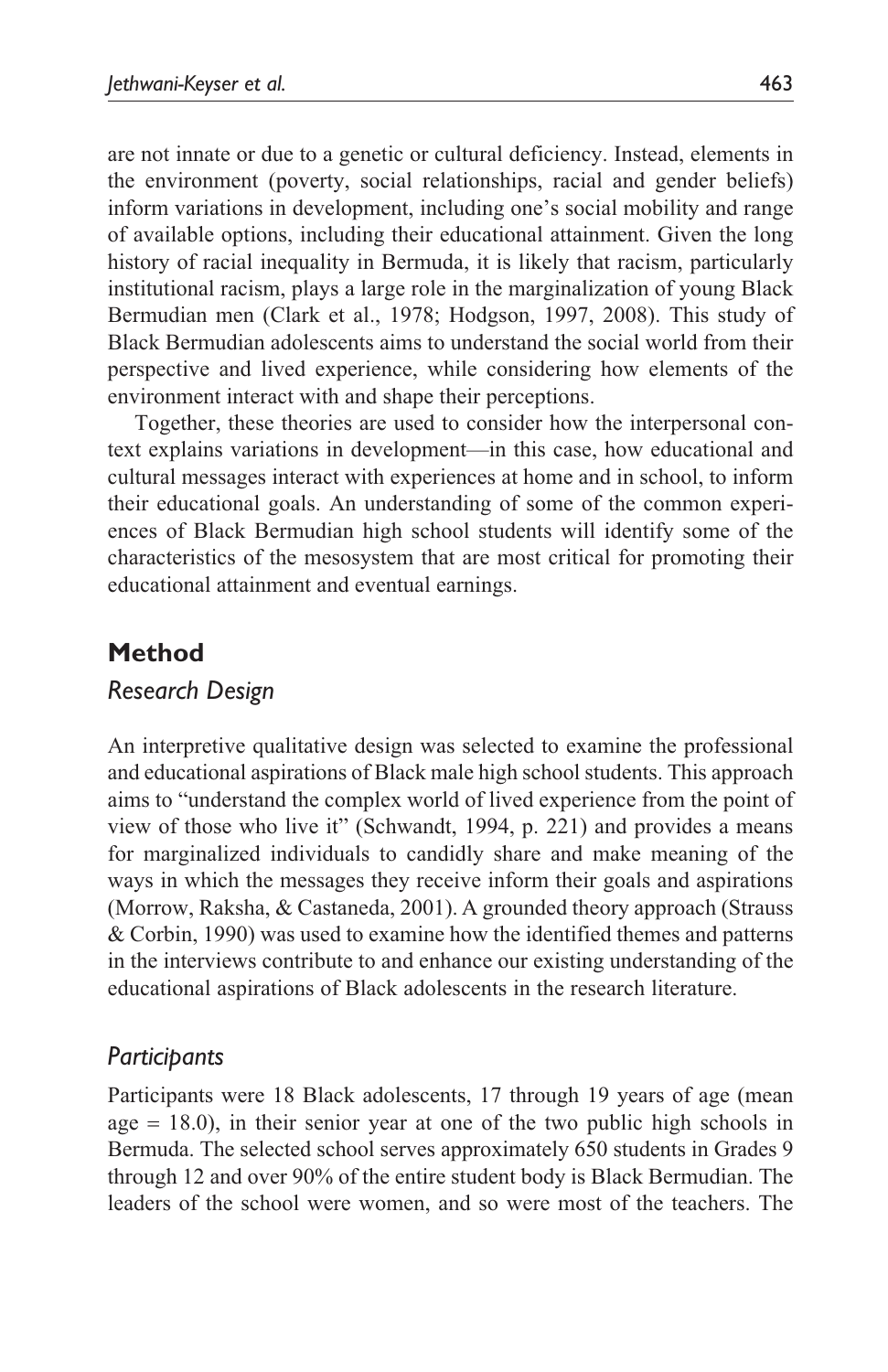are not innate or due to a genetic or cultural deficiency. Instead, elements in the environment (poverty, social relationships, racial and gender beliefs) inform variations in development, including one's social mobility and range of available options, including their educational attainment. Given the long history of racial inequality in Bermuda, it is likely that racism, particularly institutional racism, plays a large role in the marginalization of young Black Bermudian men (Clark et al., 1978; Hodgson, 1997, 2008). This study of Black Bermudian adolescents aims to understand the social world from their perspective and lived experience, while considering how elements of the environment interact with and shape their perceptions.

Together, these theories are used to consider how the interpersonal context explains variations in development—in this case, how educational and cultural messages interact with experiences at home and in school, to inform their educational goals. An understanding of some of the common experiences of Black Bermudian high school students will identify some of the characteristics of the mesosystem that are most critical for promoting their educational attainment and eventual earnings.

## Method

### *Research Design*

An interpretive qualitative design was selected to examine the professional and educational aspirations of Black male high school students. This approach aims to "understand the complex world of lived experience from the point of view of those who live it" (Schwandt, 1994, p. 221) and provides a means for marginalized individuals to candidly share and make meaning of the ways in which the messages they receive inform their goals and aspirations (Morrow, Raksha, & Castaneda, 2001). A grounded theory approach (Strauss & Corbin, 1990) was used to examine how the identified themes and patterns in the interviews contribute to and enhance our existing understanding of the educational aspirations of Black adolescents in the research literature.

### *Participants*

Participants were 18 Black adolescents, 17 through 19 years of age (mean age = 18.0), in their senior year at one of the two public high schools in Bermuda. The selected school serves approximately 650 students in Grades 9 through 12 and over 90% of the entire student body is Black Bermudian. The leaders of the school were women, and so were most of the teachers. The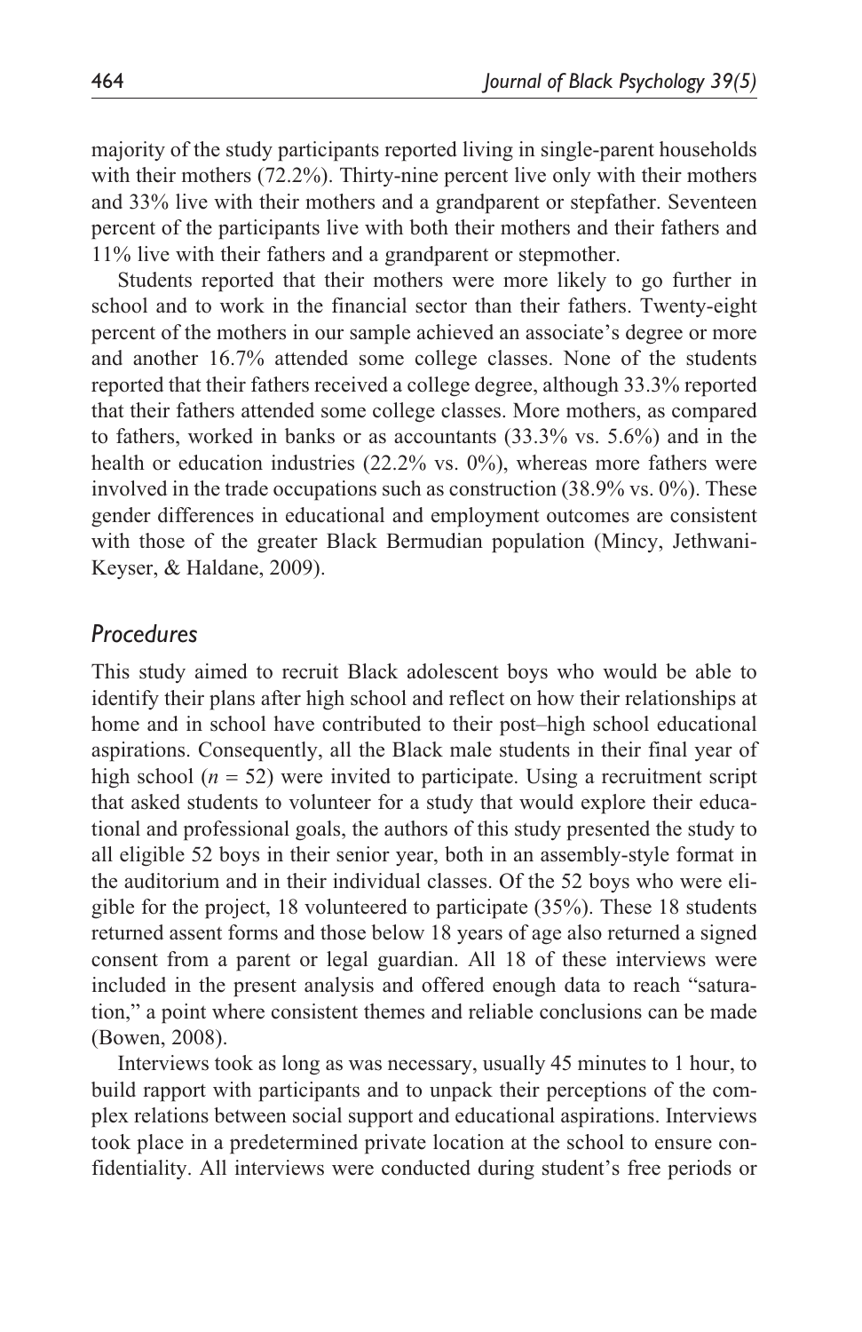majority of the study participants reported living in single-parent households with their mothers (72.2%). Thirty-nine percent live only with their mothers and 33% live with their mothers and a grandparent or stepfather. Seventeen percent of the participants live with both their mothers and their fathers and 11% live with their fathers and a grandparent or stepmother.

Students reported that their mothers were more likely to go further in school and to work in the financial sector than their fathers. Twenty-eight percent of the mothers in our sample achieved an associate's degree or more and another 16.7% attended some college classes. None of the students reported that their fathers received a college degree, although 33.3% reported that their fathers attended some college classes. More mothers, as compared to fathers, worked in banks or as accountants (33.3% vs. 5.6%) and in the health or education industries (22.2% vs. 0%), whereas more fathers were involved in the trade occupations such as construction (38.9% vs. 0%). These gender differences in educational and employment outcomes are consistent with those of the greater Black Bermudian population (Mincy, Jethwani-Keyser, & Haldane, 2009).

## *Procedures*

This study aimed to recruit Black adolescent boys who would be able to identify their plans after high school and reflect on how their relationships at home and in school have contributed to their post–high school educational aspirations. Consequently, all the Black male students in their final year of high school ($n = 52$) were invited to participate. Using a recruitment script that asked students to volunteer for a study that would explore their educational and professional goals, the authors of this study presented the study to all eligible 52 boys in their senior year, both in an assembly-style format in the auditorium and in their individual classes. Of the 52 boys who were eligible for the project, 18 volunteered to participate (35%). These 18 students returned assent forms and those below 18 years of age also returned a signed consent from a parent or legal guardian. All 18 of these interviews were included in the present analysis and offered enough data to reach "saturation," a point where consistent themes and reliable conclusions can be made (Bowen, 2008).

Interviews took as long as was necessary, usually 45 minutes to 1 hour, to build rapport with participants and to unpack their perceptions of the complex relations between social support and educational aspirations. Interviews took place in a predetermined private location at the school to ensure confidentiality. All interviews were conducted during student's free periods or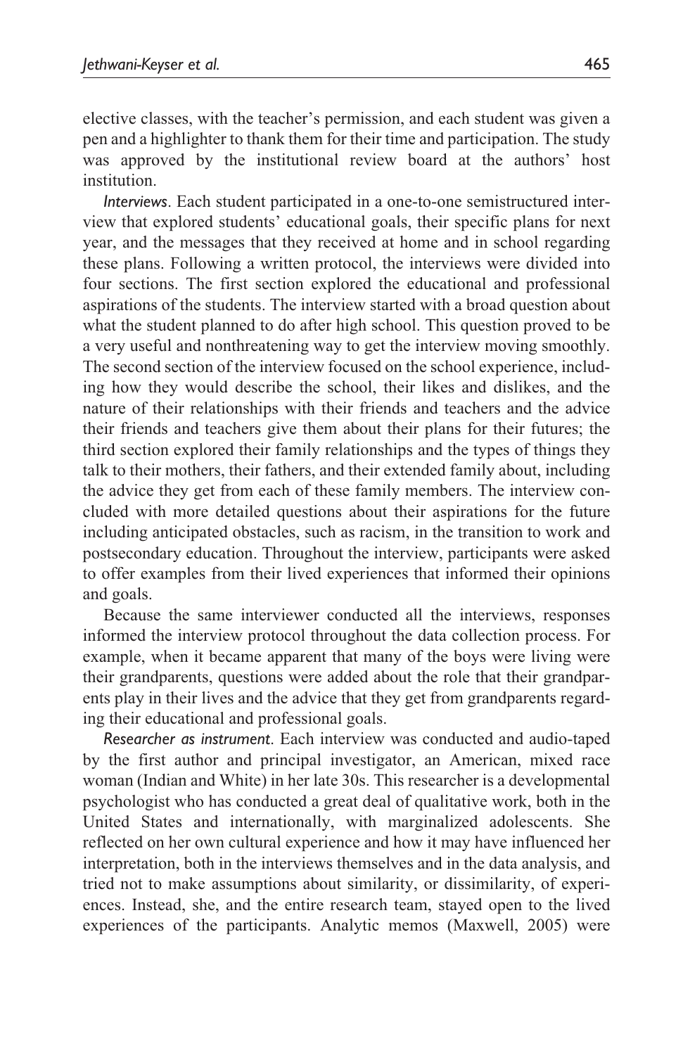elective classes, with the teacher's permission, and each student was given a pen and a highlighter to thank them for their time and participation. The study was approved by the institutional review board at the authors' host institution.

*Interviews*. Each student participated in a one-to-one semistructured interview that explored students' educational goals, their specific plans for next year, and the messages that they received at home and in school regarding these plans. Following a written protocol, the interviews were divided into four sections. The first section explored the educational and professional aspirations of the students. The interview started with a broad question about what the student planned to do after high school. This question proved to be a very useful and nonthreatening way to get the interview moving smoothly. The second section of the interview focused on the school experience, including how they would describe the school, their likes and dislikes, and the nature of their relationships with their friends and teachers and the advice their friends and teachers give them about their plans for their futures; the third section explored their family relationships and the types of things they talk to their mothers, their fathers, and their extended family about, including the advice they get from each of these family members. The interview concluded with more detailed questions about their aspirations for the future including anticipated obstacles, such as racism, in the transition to work and postsecondary education. Throughout the interview, participants were asked to offer examples from their lived experiences that informed their opinions and goals.

Because the same interviewer conducted all the interviews, responses informed the interview protocol throughout the data collection process. For example, when it became apparent that many of the boys were living were their grandparents, questions were added about the role that their grandparents play in their lives and the advice that they get from grandparents regarding their educational and professional goals.

*Researcher as instrument*. Each interview was conducted and audio-taped by the first author and principal investigator, an American, mixed race woman (Indian and White) in her late 30s. This researcher is a developmental psychologist who has conducted a great deal of qualitative work, both in the United States and internationally, with marginalized adolescents. She reflected on her own cultural experience and how it may have influenced her interpretation, both in the interviews themselves and in the data analysis, and tried not to make assumptions about similarity, or dissimilarity, of experiences. Instead, she, and the entire research team, stayed open to the lived experiences of the participants. Analytic memos (Maxwell, 2005) were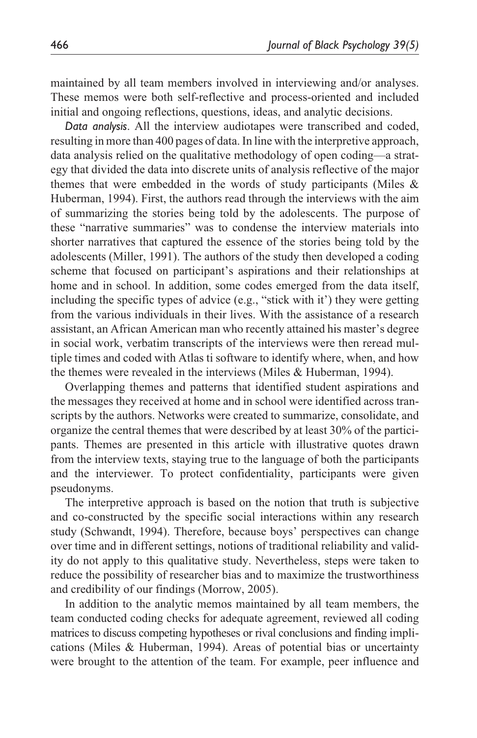maintained by all team members involved in interviewing and/or analyses. These memos were both self-reflective and process-oriented and included initial and ongoing reflections, questions, ideas, and analytic decisions.

*Data analysis*. All the interview audiotapes were transcribed and coded, resulting in more than 400 pages of data. In line with the interpretive approach, data analysis relied on the qualitative methodology of open coding—a strategy that divided the data into discrete units of analysis reflective of the major themes that were embedded in the words of study participants (Miles & Huberman, 1994). First, the authors read through the interviews with the aim of summarizing the stories being told by the adolescents. The purpose of these "narrative summaries" was to condense the interview materials into shorter narratives that captured the essence of the stories being told by the adolescents (Miller, 1991). The authors of the study then developed a coding scheme that focused on participant's aspirations and their relationships at home and in school. In addition, some codes emerged from the data itself, including the specific types of advice (e.g., "stick with it') they were getting from the various individuals in their lives. With the assistance of a research assistant, an African American man who recently attained his master's degree in social work, verbatim transcripts of the interviews were then reread multiple times and coded with Atlas ti software to identify where, when, and how the themes were revealed in the interviews (Miles & Huberman, 1994).

Overlapping themes and patterns that identified student aspirations and the messages they received at home and in school were identified across transcripts by the authors. Networks were created to summarize, consolidate, and organize the central themes that were described by at least 30% of the participants. Themes are presented in this article with illustrative quotes drawn from the interview texts, staying true to the language of both the participants and the interviewer. To protect confidentiality, participants were given pseudonyms.

The interpretive approach is based on the notion that truth is subjective and co-constructed by the specific social interactions within any research study (Schwandt, 1994). Therefore, because boys' perspectives can change over time and in different settings, notions of traditional reliability and validity do not apply to this qualitative study. Nevertheless, steps were taken to reduce the possibility of researcher bias and to maximize the trustworthiness and credibility of our findings (Morrow, 2005).

In addition to the analytic memos maintained by all team members, the team conducted coding checks for adequate agreement, reviewed all coding matrices to discuss competing hypotheses or rival conclusions and finding implications (Miles & Huberman, 1994). Areas of potential bias or uncertainty were brought to the attention of the team. For example, peer influence and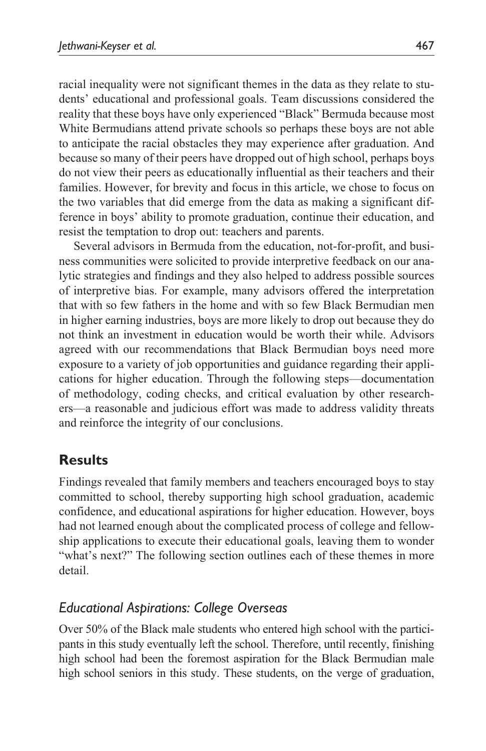racial inequality were not significant themes in the data as they relate to students' educational and professional goals. Team discussions considered the reality that these boys have only experienced "Black" Bermuda because most White Bermudians attend private schools so perhaps these boys are not able to anticipate the racial obstacles they may experience after graduation. And because so many of their peers have dropped out of high school, perhaps boys do not view their peers as educationally influential as their teachers and their families. However, for brevity and focus in this article, we chose to focus on the two variables that did emerge from the data as making a significant difference in boys' ability to promote graduation, continue their education, and resist the temptation to drop out: teachers and parents.

Several advisors in Bermuda from the education, not-for-profit, and business communities were solicited to provide interpretive feedback on our analytic strategies and findings and they also helped to address possible sources of interpretive bias. For example, many advisors offered the interpretation that with so few fathers in the home and with so few Black Bermudian men in higher earning industries, boys are more likely to drop out because they do not think an investment in education would be worth their while. Advisors agreed with our recommendations that Black Bermudian boys need more exposure to a variety of job opportunities and guidance regarding their applications for higher education. Through the following steps—documentation of methodology, coding checks, and critical evaluation by other researchers—a reasonable and judicious effort was made to address validity threats and reinforce the integrity of our conclusions.

## Results

Findings revealed that family members and teachers encouraged boys to stay committed to school, thereby supporting high school graduation, academic confidence, and educational aspirations for higher education. However, boys had not learned enough about the complicated process of college and fellowship applications to execute their educational goals, leaving them to wonder "what's next?" The following section outlines each of these themes in more detail.

### *Educational Aspirations: College Overseas*

Over 50% of the Black male students who entered high school with the participants in this study eventually left the school. Therefore, until recently, finishing high school had been the foremost aspiration for the Black Bermudian male high school seniors in this study. These students, on the verge of graduation,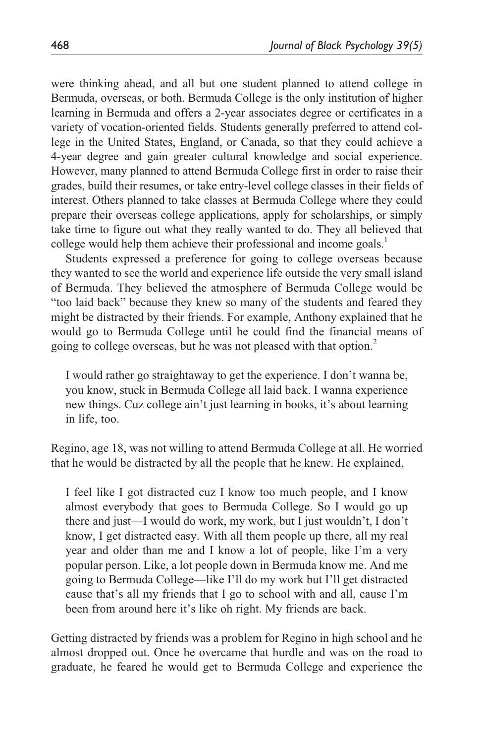were thinking ahead, and all but one student planned to attend college in Bermuda, overseas, or both. Bermuda College is the only institution of higher learning in Bermuda and offers a 2-year associates degree or certificates in a variety of vocation-oriented fields. Students generally preferred to attend college in the United States, England, or Canada, so that they could achieve a 4-year degree and gain greater cultural knowledge and social experience. However, many planned to attend Bermuda College first in order to raise their grades, build their resumes, or take entry-level college classes in their fields of interest. Others planned to take classes at Bermuda College where they could prepare their overseas college applications, apply for scholarships, or simply take time to figure out what they really wanted to do. They all believed that college would help them achieve their professional and income goals.[1]

Students expressed a preference for going to college overseas because they wanted to see the world and experience life outside the very small island of Bermuda. They believed the atmosphere of Bermuda College would be "too laid back" because they knew so many of the students and feared they might be distracted by their friends. For example, Anthony explained that he would go to Bermuda College until he could find the financial means of going to college overseas, but he was not pleased with that option.[2]

> I would rather go straightaway to get the experience. I don't wanna be, you know, stuck in Bermuda College all laid back. I wanna experience new things. Cuz college ain't just learning in books, it's about learning in life, too.

Regino, age 18, was not willing to attend Bermuda College at all. He worried that he would be distracted by all the people that he knew. He explained,

> I feel like I got distracted cuz I know too much people, and I know almost everybody that goes to Bermuda College. So I would go up there and just—I would do work, my work, but I just wouldn't, I don't know, I get distracted easy. With all them people up there, all my real year and older than me and I know a lot of people, like I'm a very popular person. Like, a lot people down in Bermuda know me. And me going to Bermuda College—like I'll do my work but I'll get distracted cause that's all my friends that I go to school with and all, cause I'm been from around here it's like oh right. My friends are back.

Getting distracted by friends was a problem for Regino in high school and he almost dropped out. Once he overcame that hurdle and was on the road to graduate, he feared he would get to Bermuda College and experience the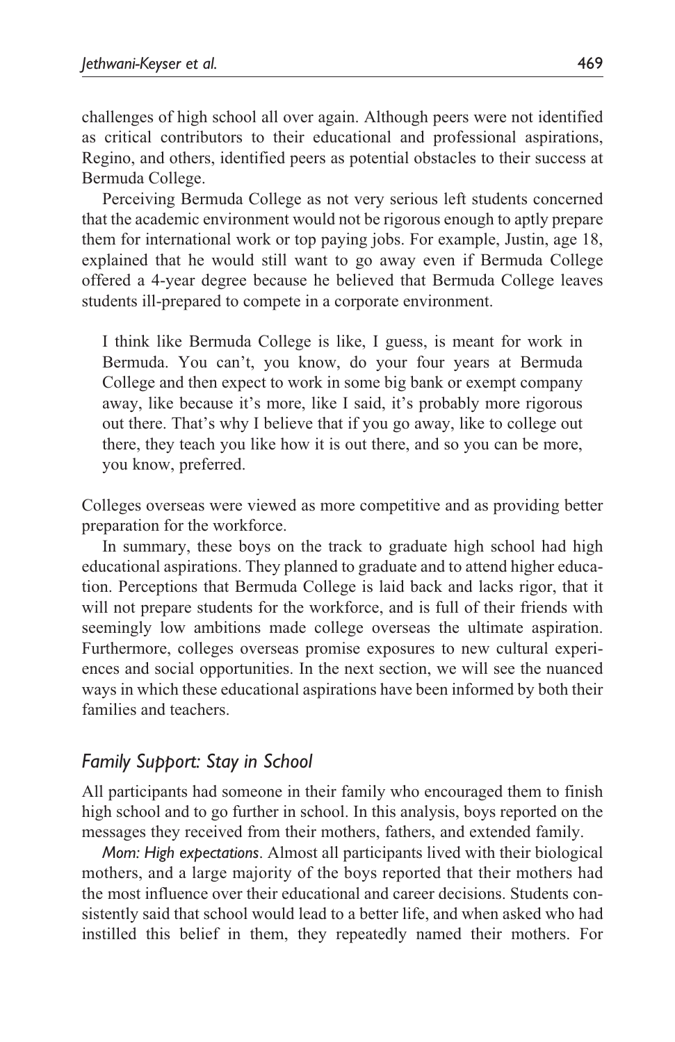challenges of high school all over again. Although peers were not identified as critical contributors to their educational and professional aspirations, Regino, and others, identified peers as potential obstacles to their success at Bermuda College.

Perceiving Bermuda College as not very serious left students concerned that the academic environment would not be rigorous enough to aptly prepare them for international work or top paying jobs. For example, Justin, age 18, explained that he would still want to go away even if Bermuda College offered a 4-year degree because he believed that Bermuda College leaves students ill-prepared to compete in a corporate environment.

> I think like Bermuda College is like, I guess, is meant for work in Bermuda. You can't, you know, do your four years at Bermuda College and then expect to work in some big bank or exempt company away, like because it's more, like I said, it's probably more rigorous out there. That's why I believe that if you go away, like to college out there, they teach you like how it is out there, and so you can be more, you know, preferred.

Colleges overseas were viewed as more competitive and as providing better preparation for the workforce.

In summary, these boys on the track to graduate high school had high educational aspirations. They planned to graduate and to attend higher education. Perceptions that Bermuda College is laid back and lacks rigor, that it will not prepare students for the workforce, and is full of their friends with seemingly low ambitions made college overseas the ultimate aspiration. Furthermore, colleges overseas promise exposures to new cultural experiences and social opportunities. In the next section, we will see the nuanced ways in which these educational aspirations have been informed by both their families and teachers.

## *Family Support: Stay in School*

All participants had someone in their family who encouraged them to finish high school and to go further in school. In this analysis, boys reported on the messages they received from their mothers, fathers, and extended family.

*Mom: High expectations*. Almost all participants lived with their biological mothers, and a large majority of the boys reported that their mothers had the most influence over their educational and career decisions. Students consistently said that school would lead to a better life, and when asked who had instilled this belief in them, they repeatedly named their mothers. For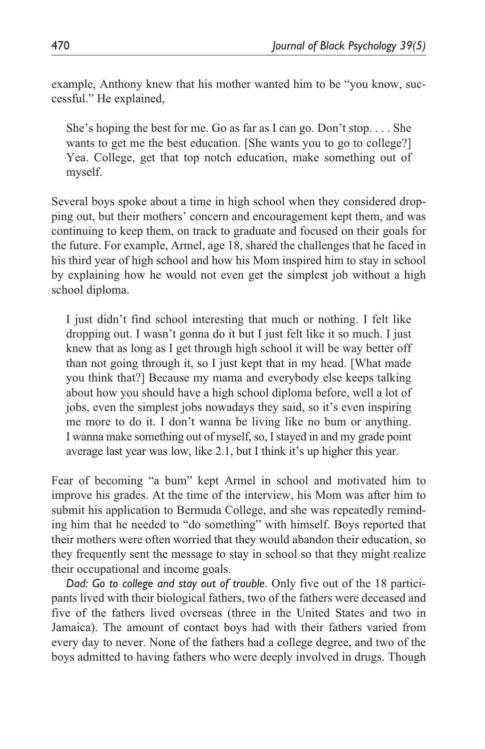example, Anthony knew that his mother wanted him to be "you know, successful." He explained,

> She's hoping the best for me. Go as far as I can go. Don't stop. . . . She wants to get me the best education. [She wants you to go to college?] Yea. College, get that top notch education, make something out of myself.

Several boys spoke about a time in high school when they considered dropping out, but their mothers' concern and encouragement kept them, and was continuing to keep them, on track to graduate and focused on their goals for the future. For example, Armel, age 18, shared the challenges that he faced in his third year of high school and how his Mom inspired him to stay in school by explaining how he would not even get the simplest job without a high school diploma.

> I just didn't find school interesting that much or nothing. I felt like dropping out. I wasn't gonna do it but I just felt like it so much. I just knew that as long as I get through high school it will be way better off than not going through it, so I just kept that in my head. [What made you think that?] Because my mama and everybody else keeps talking about how you should have a high school diploma before, well a lot of jobs, even the simplest jobs nowadays they said, so it's even inspiring me more to do it. I don't wanna be living like no bum or anything. I wanna make something out of myself, so, I stayed in and my grade point average last year was low, like 2.1, but I think it's up higher this year.

Fear of becoming "a bum" kept Armel in school and motivated him to improve his grades. At the time of the interview, his Mom was after him to submit his application to Bermuda College, and she was repeatedly reminding him that he needed to "do something" with himself. Boys reported that their mothers were often worried that they would abandon their education, so they frequently sent the message to stay in school so that they might realize their occupational and income goals.

*Dad: Go to college and stay out of trouble*. Only five out of the 18 participants lived with their biological fathers, two of the fathers were deceased and five of the fathers lived overseas (three in the United States and two in Jamaica). The amount of contact boys had with their fathers varied from every day to never. None of the fathers had a college degree, and two of the boys admitted to having fathers who were deeply involved in drugs. Though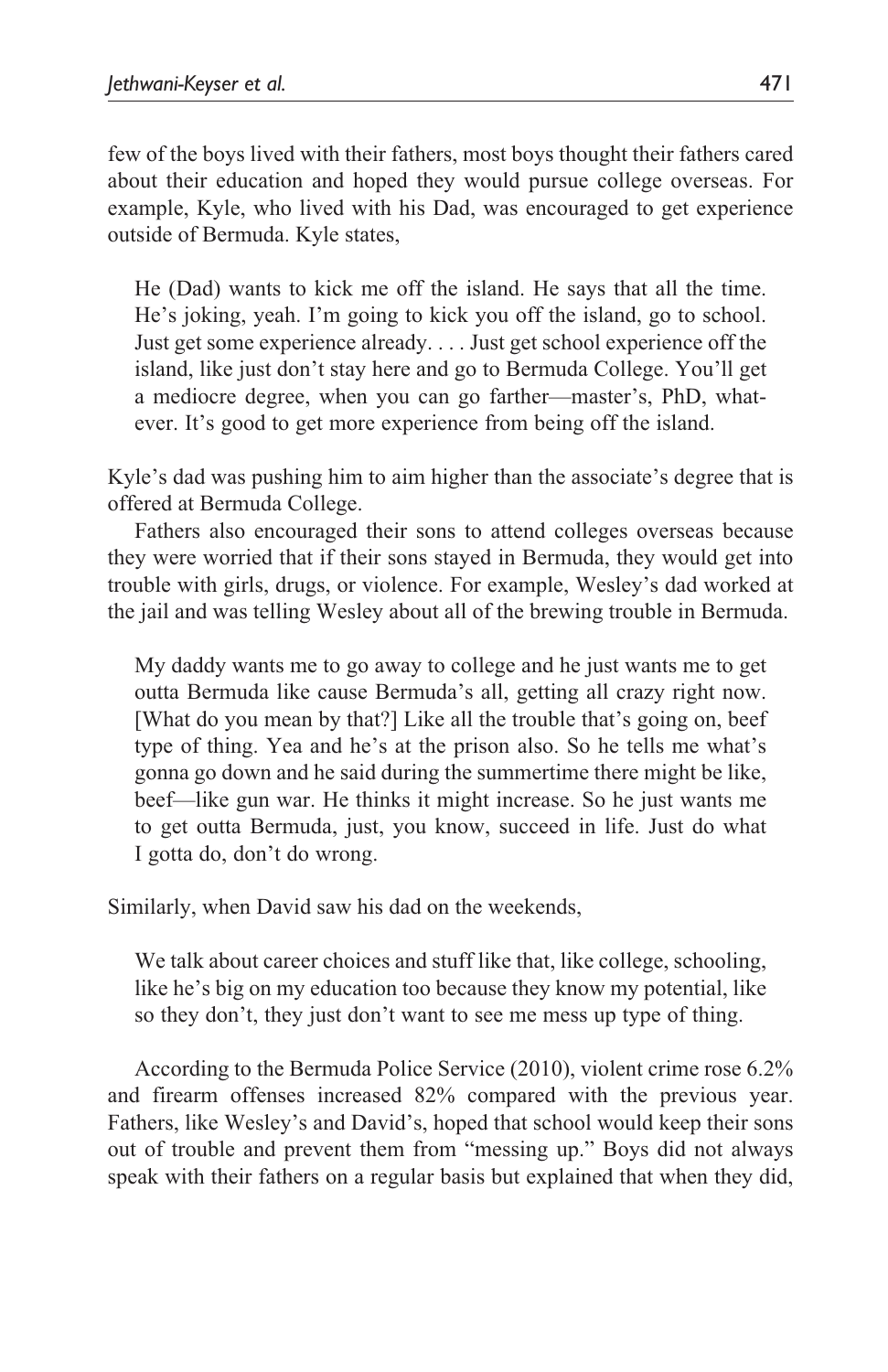few of the boys lived with their fathers, most boys thought their fathers cared about their education and hoped they would pursue college overseas. For example, Kyle, who lived with his Dad, was encouraged to get experience outside of Bermuda. Kyle states,

> He (Dad) wants to kick me off the island. He says that all the time. He's joking, yeah. I'm going to kick you off the island, go to school. Just get some experience already. . . . Just get school experience off the island, like just don't stay here and go to Bermuda College. You'll get a mediocre degree, when you can go farther—master's, PhD, whatever. It's good to get more experience from being off the island.

Kyle's dad was pushing him to aim higher than the associate's degree that is offered at Bermuda College.

Fathers also encouraged their sons to attend colleges overseas because they were worried that if their sons stayed in Bermuda, they would get into trouble with girls, drugs, or violence. For example, Wesley's dad worked at the jail and was telling Wesley about all of the brewing trouble in Bermuda.

> My daddy wants me to go away to college and he just wants me to get outta Bermuda like cause Bermuda's all, getting all crazy right now. [What do you mean by that?] Like all the trouble that's going on, beef type of thing. Yea and he's at the prison also. So he tells me what's gonna go down and he said during the summertime there might be like, beef—like gun war. He thinks it might increase. So he just wants me to get outta Bermuda, just, you know, succeed in life. Just do what I gotta do, don't do wrong.

Similarly, when David saw his dad on the weekends,

> We talk about career choices and stuff like that, like college, schooling, like he's big on my education too because they know my potential, like so they don't, they just don't want to see me mess up type of thing.

According to the Bermuda Police Service (2010), violent crime rose 6.2% and firearm offenses increased 82% compared with the previous year. Fathers, like Wesley's and David's, hoped that school would keep their sons out of trouble and prevent them from "messing up." Boys did not always speak with their fathers on a regular basis but explained that when they did,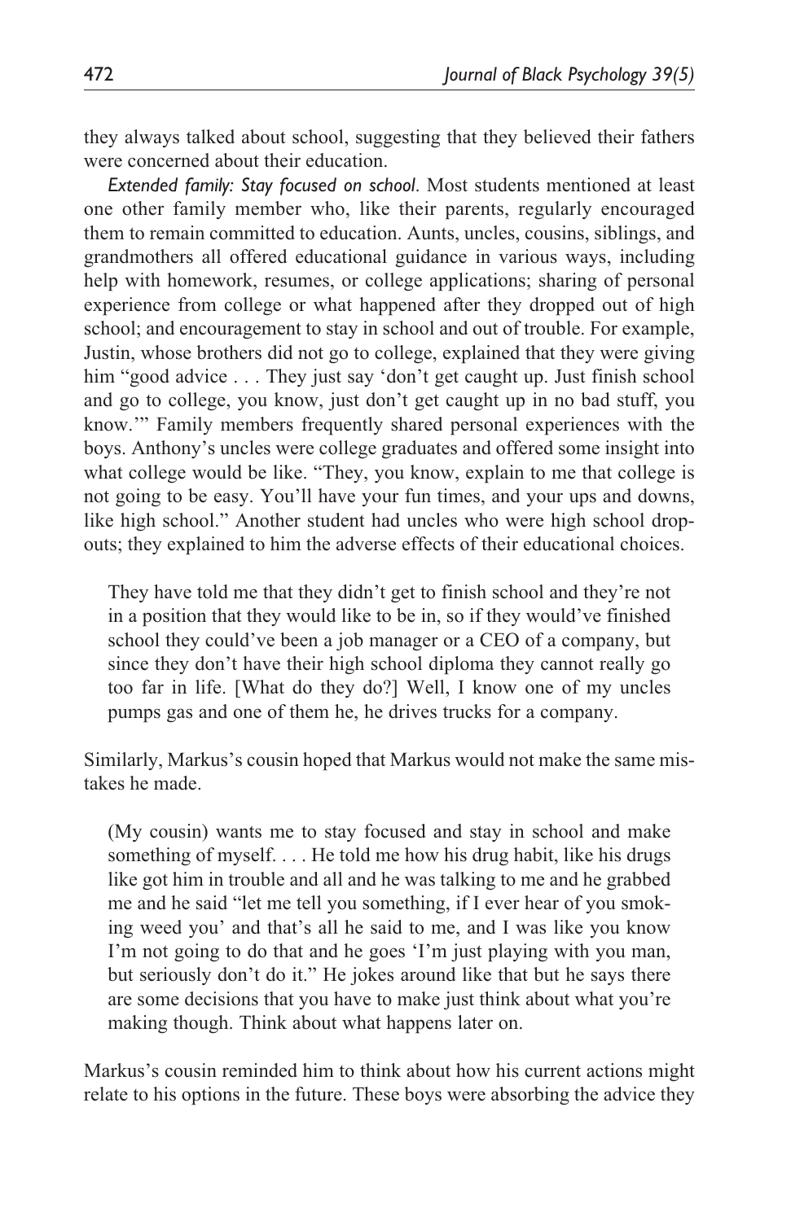they always talked about school, suggesting that they believed their fathers were concerned about their education.

*Extended family: Stay focused on school*. Most students mentioned at least one other family member who, like their parents, regularly encouraged them to remain committed to education. Aunts, uncles, cousins, siblings, and grandmothers all offered educational guidance in various ways, including help with homework, resumes, or college applications; sharing of personal experience from college or what happened after they dropped out of high school; and encouragement to stay in school and out of trouble. For example, Justin, whose brothers did not go to college, explained that they were giving him "good advice . . . They just say 'don't get caught up. Just finish school and go to college, you know, just don't get caught up in no bad stuff, you know.'" Family members frequently shared personal experiences with the boys. Anthony's uncles were college graduates and offered some insight into what college would be like. "They, you know, explain to me that college is not going to be easy. You'll have your fun times, and your ups and downs, like high school." Another student had uncles who were high school dropouts; they explained to him the adverse effects of their educational choices.

> They have told me that they didn't get to finish school and they're not in a position that they would like to be in, so if they would've finished school they could've been a job manager or a CEO of a company, but since they don't have their high school diploma they cannot really go too far in life. [What do they do?] Well, I know one of my uncles pumps gas and one of them he, he drives trucks for a company.

Similarly, Markus's cousin hoped that Markus would not make the same mistakes he made.

> (My cousin) wants me to stay focused and stay in school and make something of myself. . . . He told me how his drug habit, like his drugs like got him in trouble and all and he was talking to me and he grabbed me and he said "let me tell you something, if I ever hear of you smoking weed you' and that's all he said to me, and I was like you know I'm not going to do that and he goes 'I'm just playing with you man, but seriously don't do it." He jokes around like that but he says there are some decisions that you have to make just think about what you're making though. Think about what happens later on.

Markus's cousin reminded him to think about how his current actions might relate to his options in the future. These boys were absorbing the advice they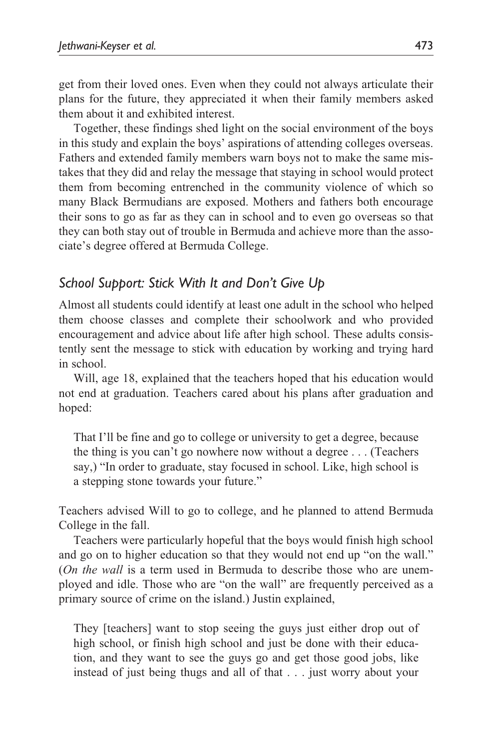get from their loved ones. Even when they could not always articulate their plans for the future, they appreciated it when their family members asked them about it and exhibited interest.

Together, these findings shed light on the social environment of the boys in this study and explain the boys' aspirations of attending colleges overseas. Fathers and extended family members warn boys not to make the same mistakes that they did and relay the message that staying in school would protect them from becoming entrenched in the community violence of which so many Black Bermudians are exposed. Mothers and fathers both encourage their sons to go as far as they can in school and to even go overseas so that they can both stay out of trouble in Bermuda and achieve more than the associate's degree offered at Bermuda College.

### *School Support: Stick With It and Don't Give Up*

Almost all students could identify at least one adult in the school who helped them choose classes and complete their schoolwork and who provided encouragement and advice about life after high school. These adults consistently sent the message to stick with education by working and trying hard in school.

Will, age 18, explained that the teachers hoped that his education would not end at graduation. Teachers cared about his plans after graduation and hoped:

> That I'll be fine and go to college or university to get a degree, because the thing is you can't go nowhere now without a degree . . . (Teachers say,) "In order to graduate, stay focused in school. Like, high school is a stepping stone towards your future."

Teachers advised Will to go to college, and he planned to attend Bermuda College in the fall.

Teachers were particularly hopeful that the boys would finish high school and go on to higher education so that they would not end up "on the wall." (*On the wall* is a term used in Bermuda to describe those who are unemployed and idle. Those who are "on the wall" are frequently perceived as a primary source of crime on the island.) Justin explained,

> They [teachers] want to stop seeing the guys just either drop out of high school, or finish high school and just be done with their education, and they want to see the guys go and get those good jobs, like instead of just being thugs and all of that . . . just worry about your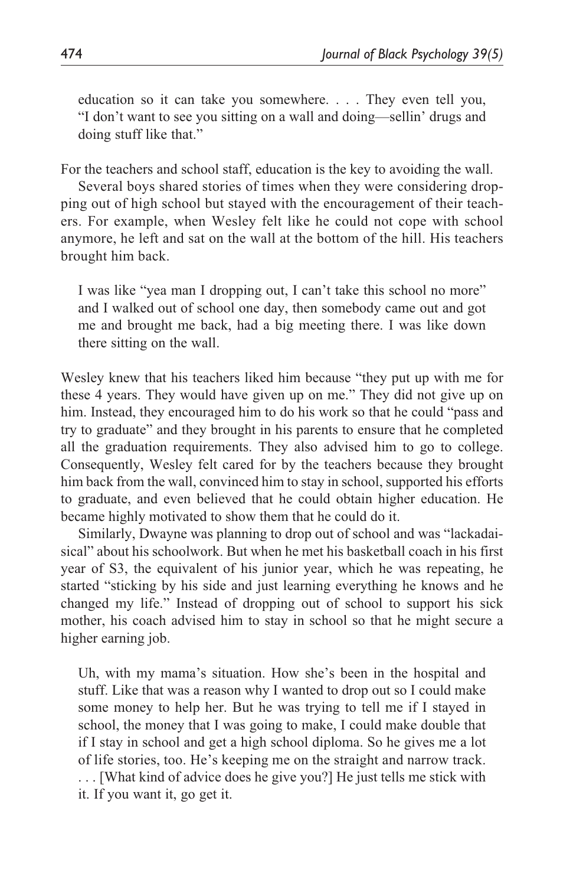> education so it can take you somewhere. . . . They even tell you, "I don't want to see you sitting on a wall and doing—sellin' drugs and doing stuff like that."

For the teachers and school staff, education is the key to avoiding the wall.

Several boys shared stories of times when they were considering dropping out of high school but stayed with the encouragement of their teachers. For example, when Wesley felt like he could not cope with school anymore, he left and sat on the wall at the bottom of the hill. His teachers brought him back.

> I was like "yea man I dropping out, I can't take this school no more" and I walked out of school one day, then somebody came out and got me and brought me back, had a big meeting there. I was like down there sitting on the wall.

Wesley knew that his teachers liked him because "they put up with me for these 4 years. They would have given up on me." They did not give up on him. Instead, they encouraged him to do his work so that he could "pass and try to graduate" and they brought in his parents to ensure that he completed all the graduation requirements. They also advised him to go to college. Consequently, Wesley felt cared for by the teachers because they brought him back from the wall, convinced him to stay in school, supported his efforts to graduate, and even believed that he could obtain higher education. He became highly motivated to show them that he could do it.

Similarly, Dwayne was planning to drop out of school and was "lackadaisical" about his schoolwork. But when he met his basketball coach in his first year of S3, the equivalent of his junior year, which he was repeating, he started "sticking by his side and just learning everything he knows and he changed my life." Instead of dropping out of school to support his sick mother, his coach advised him to stay in school so that he might secure a higher earning job.

> Uh, with my mama's situation. How she's been in the hospital and stuff. Like that was a reason why I wanted to drop out so I could make some money to help her. But he was trying to tell me if I stayed in school, the money that I was going to make, I could make double that if I stay in school and get a high school diploma. So he gives me a lot of life stories, too. He's keeping me on the straight and narrow track. . . . [What kind of advice does he give you?] He just tells me stick with it. If you want it, go get it.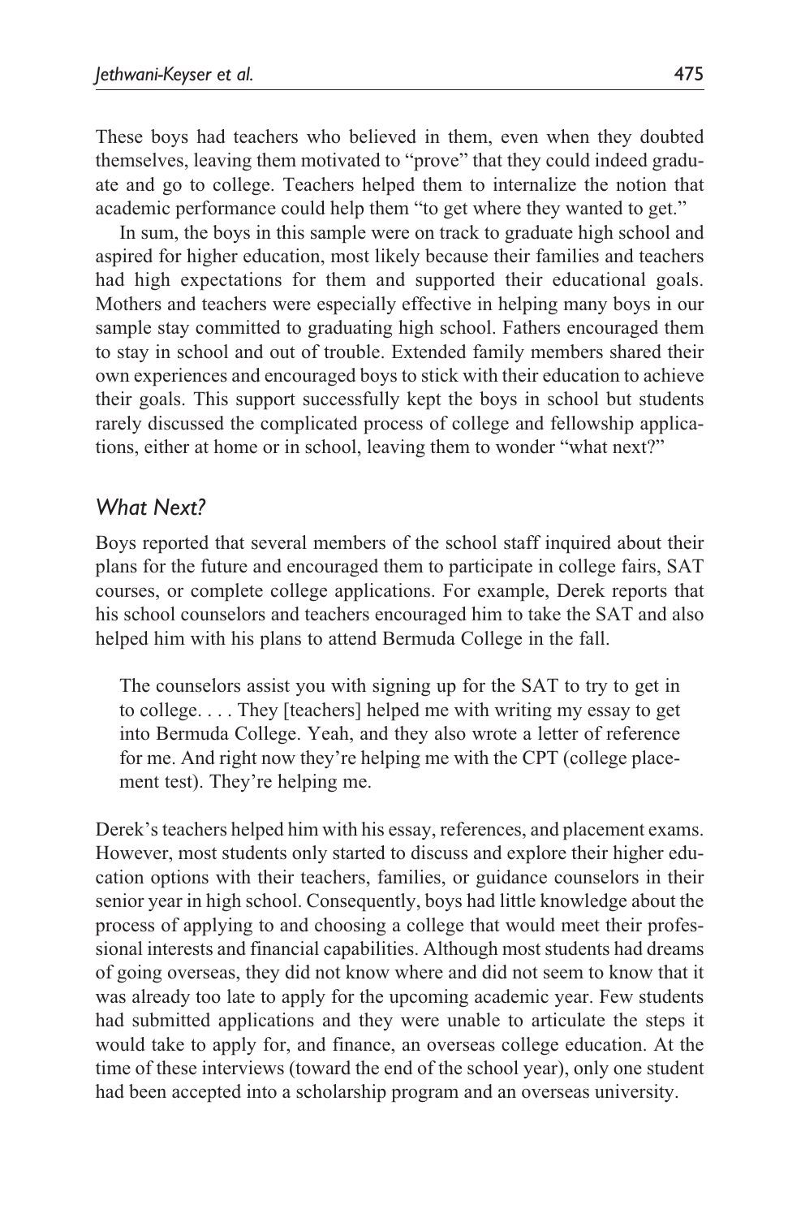These boys had teachers who believed in them, even when they doubted themselves, leaving them motivated to "prove" that they could indeed graduate and go to college. Teachers helped them to internalize the notion that academic performance could help them "to get where they wanted to get."

In sum, the boys in this sample were on track to graduate high school and aspired for higher education, most likely because their families and teachers had high expectations for them and supported their educational goals. Mothers and teachers were especially effective in helping many boys in our sample stay committed to graduating high school. Fathers encouraged them to stay in school and out of trouble. Extended family members shared their own experiences and encouraged boys to stick with their education to achieve their goals. This support successfully kept the boys in school but students rarely discussed the complicated process of college and fellowship applications, either at home or in school, leaving them to wonder "what next?"

### *What Next?*

Boys reported that several members of the school staff inquired about their plans for the future and encouraged them to participate in college fairs, SAT courses, or complete college applications. For example, Derek reports that his school counselors and teachers encouraged him to take the SAT and also helped him with his plans to attend Bermuda College in the fall.

> The counselors assist you with signing up for the SAT to try to get in to college. . . . They [teachers] helped me with writing my essay to get into Bermuda College. Yeah, and they also wrote a letter of reference for me. And right now they're helping me with the CPT (college placement test). They're helping me.

Derek's teachers helped him with his essay, references, and placement exams. However, most students only started to discuss and explore their higher education options with their teachers, families, or guidance counselors in their senior year in high school. Consequently, boys had little knowledge about the process of applying to and choosing a college that would meet their professional interests and financial capabilities. Although most students had dreams of going overseas, they did not know where and did not seem to know that it was already too late to apply for the upcoming academic year. Few students had submitted applications and they were unable to articulate the steps it would take to apply for, and finance, an overseas college education. At the time of these interviews (toward the end of the school year), only one student had been accepted into a scholarship program and an overseas university.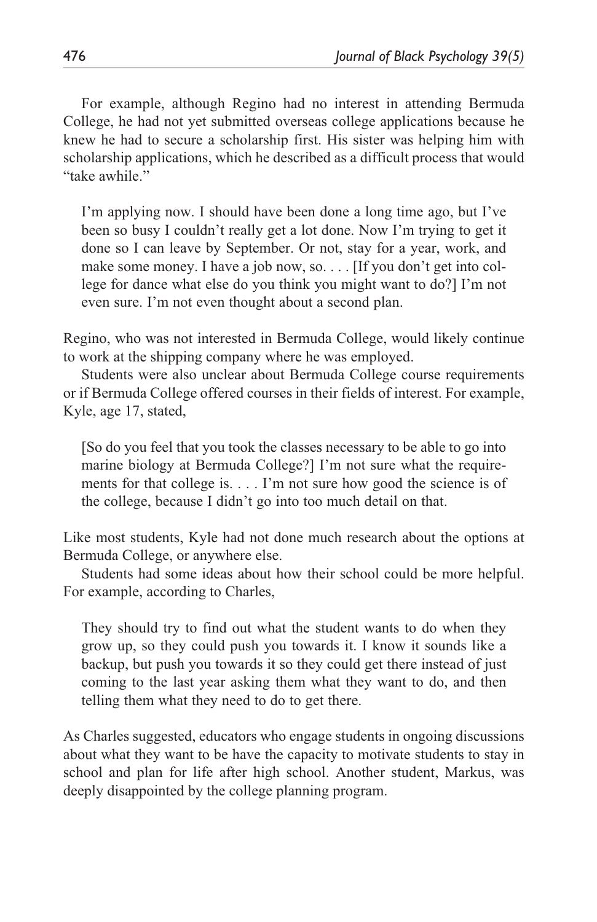For example, although Regino had no interest in attending Bermuda College, he had not yet submitted overseas college applications because he knew he had to secure a scholarship first. His sister was helping him with scholarship applications, which he described as a difficult process that would "take awhile."

> I'm applying now. I should have been done a long time ago, but I've been so busy I couldn't really get a lot done. Now I'm trying to get it done so I can leave by September. Or not, stay for a year, work, and make some money. I have a job now, so. . . . [If you don't get into college for dance what else do you think you might want to do?] I'm not even sure. I'm not even thought about a second plan.

Regino, who was not interested in Bermuda College, would likely continue to work at the shipping company where he was employed.

Students were also unclear about Bermuda College course requirements or if Bermuda College offered courses in their fields of interest. For example, Kyle, age 17, stated,

> [So do you feel that you took the classes necessary to be able to go into marine biology at Bermuda College?] I'm not sure what the requirements for that college is. . . . I'm not sure how good the science is of the college, because I didn't go into too much detail on that.

Like most students, Kyle had not done much research about the options at Bermuda College, or anywhere else.

Students had some ideas about how their school could be more helpful. For example, according to Charles,

> They should try to find out what the student wants to do when they grow up, so they could push you towards it. I know it sounds like a backup, but push you towards it so they could get there instead of just coming to the last year asking them what they want to do, and then telling them what they need to do to get there.

As Charles suggested, educators who engage students in ongoing discussions about what they want to be have the capacity to motivate students to stay in school and plan for life after high school. Another student, Markus, was deeply disappointed by the college planning program.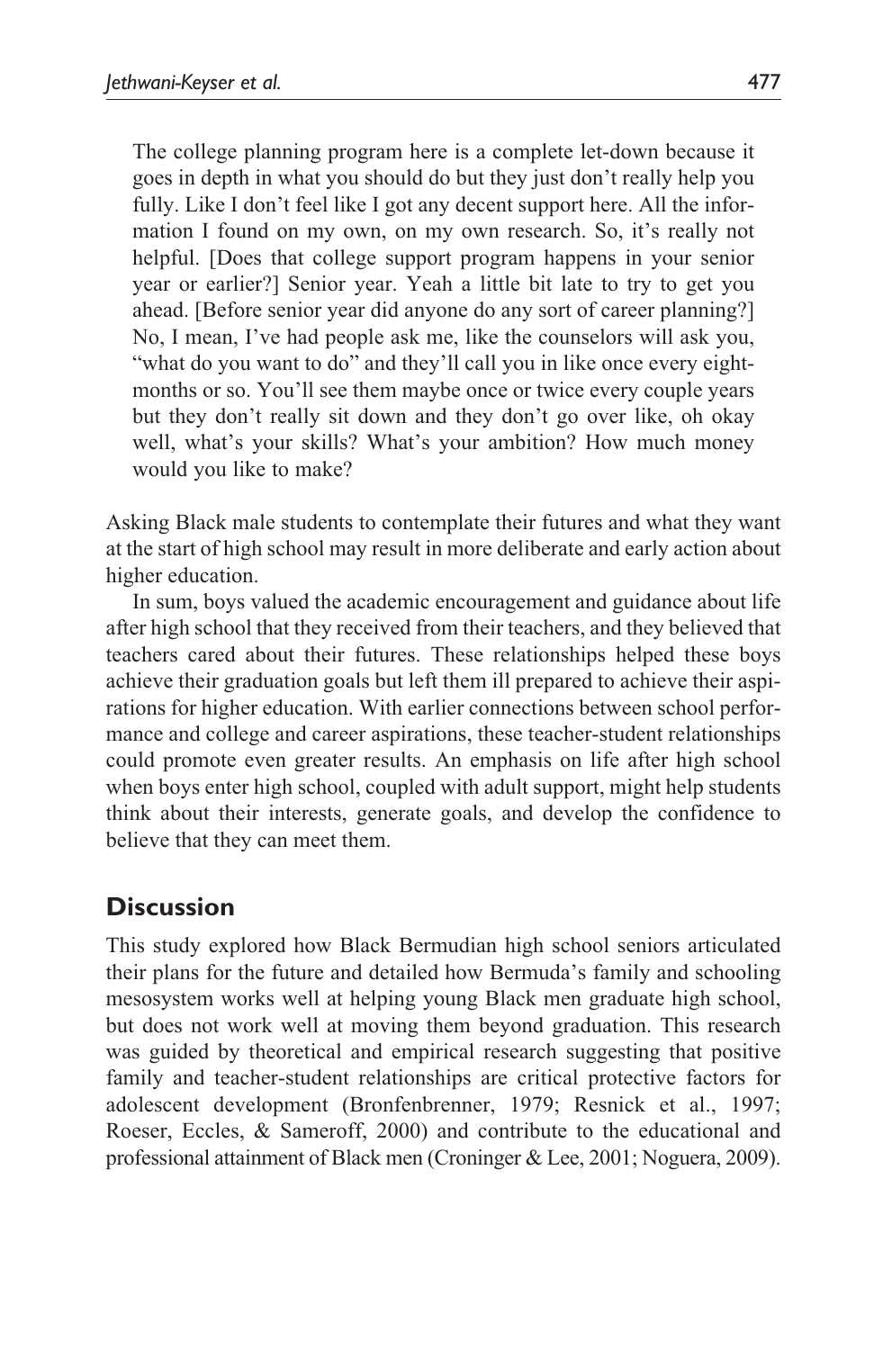> The college planning program here is a complete let-down because it goes in depth in what you should do but they just don't really help you fully. Like I don't feel like I got any decent support here. All the information I found on my own, on my own research. So, it's really not helpful. [Does that college support program happens in your senior year or earlier?] Senior year. Yeah a little bit late to try to get you ahead. [Before senior year did anyone do any sort of career planning?] No, I mean, I've had people ask me, like the counselors will ask you, "what do you want to do" and they'll call you in like once every eight-months or so. You'll see them maybe once or twice every couple years but they don't really sit down and they don't go over like, oh okay well, what's your skills? What's your ambition? How much money would you like to make?

Asking Black male students to contemplate their futures and what they want at the start of high school may result in more deliberate and early action about higher education.

In sum, boys valued the academic encouragement and guidance about life after high school that they received from their teachers, and they believed that teachers cared about their futures. These relationships helped these boys achieve their graduation goals but left them ill prepared to achieve their aspirations for higher education. With earlier connections between school performance and college and career aspirations, these teacher-student relationships could promote even greater results. An emphasis on life after high school when boys enter high school, coupled with adult support, might help students think about their interests, generate goals, and develop the confidence to believe that they can meet them.

## Discussion

This study explored how Black Bermudian high school seniors articulated their plans for the future and detailed how Bermuda's family and schooling mesosystem works well at helping young Black men graduate high school, but does not work well at moving them beyond graduation. This research was guided by theoretical and empirical research suggesting that positive family and teacher-student relationships are critical protective factors for adolescent development (Bronfenbrenner, 1979; Resnick et al., 1997; Roeser, Eccles, & Sameroff, 2000) and contribute to the educational and professional attainment of Black men (Croninger & Lee, 2001; Noguera, 2009).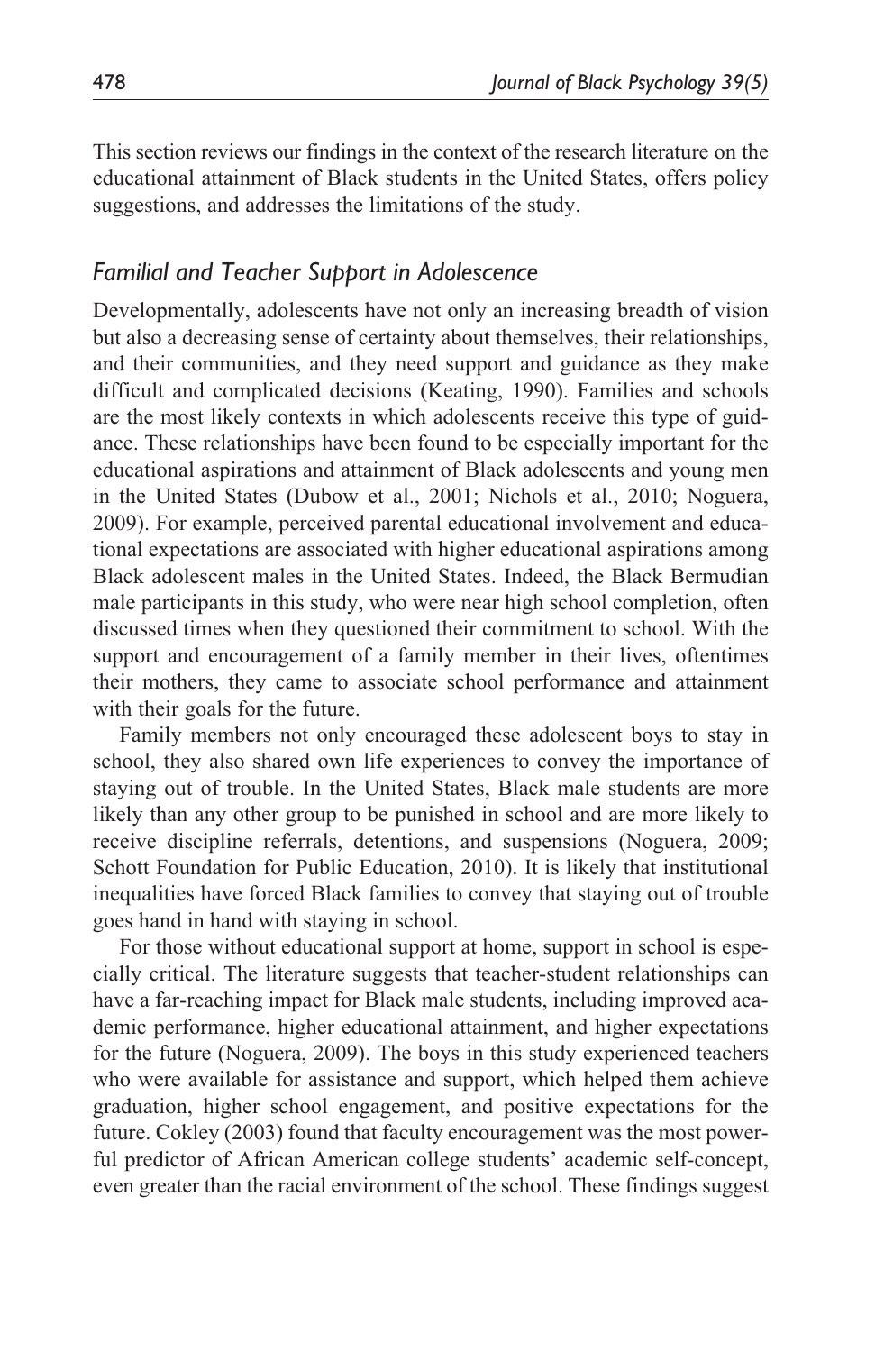This section reviews our findings in the context of the research literature on the educational attainment of Black students in the United States, offers policy suggestions, and addresses the limitations of the study.

## *Familial and Teacher Support in Adolescence*

Developmentally, adolescents have not only an increasing breadth of vision but also a decreasing sense of certainty about themselves, their relationships, and their communities, and they need support and guidance as they make difficult and complicated decisions (Keating, 1990). Families and schools are the most likely contexts in which adolescents receive this type of guidance. These relationships have been found to be especially important for the educational aspirations and attainment of Black adolescents and young men in the United States (Dubow et al., 2001; Nichols et al., 2010; Noguera, 2009). For example, perceived parental educational involvement and educational expectations are associated with higher educational aspirations among Black adolescent males in the United States. Indeed, the Black Bermudian male participants in this study, who were near high school completion, often discussed times when they questioned their commitment to school. With the support and encouragement of a family member in their lives, oftentimes their mothers, they came to associate school performance and attainment with their goals for the future.

Family members not only encouraged these adolescent boys to stay in school, they also shared own life experiences to convey the importance of staying out of trouble. In the United States, Black male students are more likely than any other group to be punished in school and are more likely to receive discipline referrals, detentions, and suspensions (Noguera, 2009; Schott Foundation for Public Education, 2010). It is likely that institutional inequalities have forced Black families to convey that staying out of trouble goes hand in hand with staying in school.

For those without educational support at home, support in school is especially critical. The literature suggests that teacher-student relationships can have a far-reaching impact for Black male students, including improved academic performance, higher educational attainment, and higher expectations for the future (Noguera, 2009). The boys in this study experienced teachers who were available for assistance and support, which helped them achieve graduation, higher school engagement, and positive expectations for the future. Cokley (2003) found that faculty encouragement was the most powerful predictor of African American college students' academic self-concept, even greater than the racial environment of the school. These findings suggest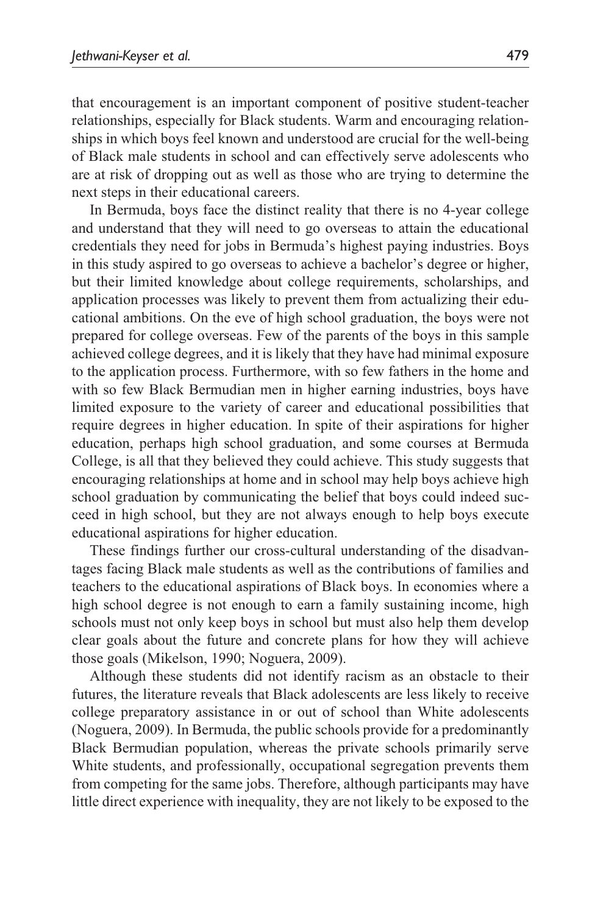that encouragement is an important component of positive student-teacher relationships, especially for Black students. Warm and encouraging relationships in which boys feel known and understood are crucial for the well-being of Black male students in school and can effectively serve adolescents who are at risk of dropping out as well as those who are trying to determine the next steps in their educational careers.

In Bermuda, boys face the distinct reality that there is no 4-year college and understand that they will need to go overseas to attain the educational credentials they need for jobs in Bermuda's highest paying industries. Boys in this study aspired to go overseas to achieve a bachelor's degree or higher, but their limited knowledge about college requirements, scholarships, and application processes was likely to prevent them from actualizing their educational ambitions. On the eve of high school graduation, the boys were not prepared for college overseas. Few of the parents of the boys in this sample achieved college degrees, and it is likely that they have had minimal exposure to the application process. Furthermore, with so few fathers in the home and with so few Black Bermudian men in higher earning industries, boys have limited exposure to the variety of career and educational possibilities that require degrees in higher education. In spite of their aspirations for higher education, perhaps high school graduation, and some courses at Bermuda College, is all that they believed they could achieve. This study suggests that encouraging relationships at home and in school may help boys achieve high school graduation by communicating the belief that boys could indeed succeed in high school, but they are not always enough to help boys execute educational aspirations for higher education.

These findings further our cross-cultural understanding of the disadvantages facing Black male students as well as the contributions of families and teachers to the educational aspirations of Black boys. In economies where a high school degree is not enough to earn a family sustaining income, high schools must not only keep boys in school but must also help them develop clear goals about the future and concrete plans for how they will achieve those goals (Mikelson, 1990; Noguera, 2009).

Although these students did not identify racism as an obstacle to their futures, the literature reveals that Black adolescents are less likely to receive college preparatory assistance in or out of school than White adolescents (Noguera, 2009). In Bermuda, the public schools provide for a predominantly Black Bermudian population, whereas the private schools primarily serve White students, and professionally, occupational segregation prevents them from competing for the same jobs. Therefore, although participants may have little direct experience with inequality, they are not likely to be exposed to the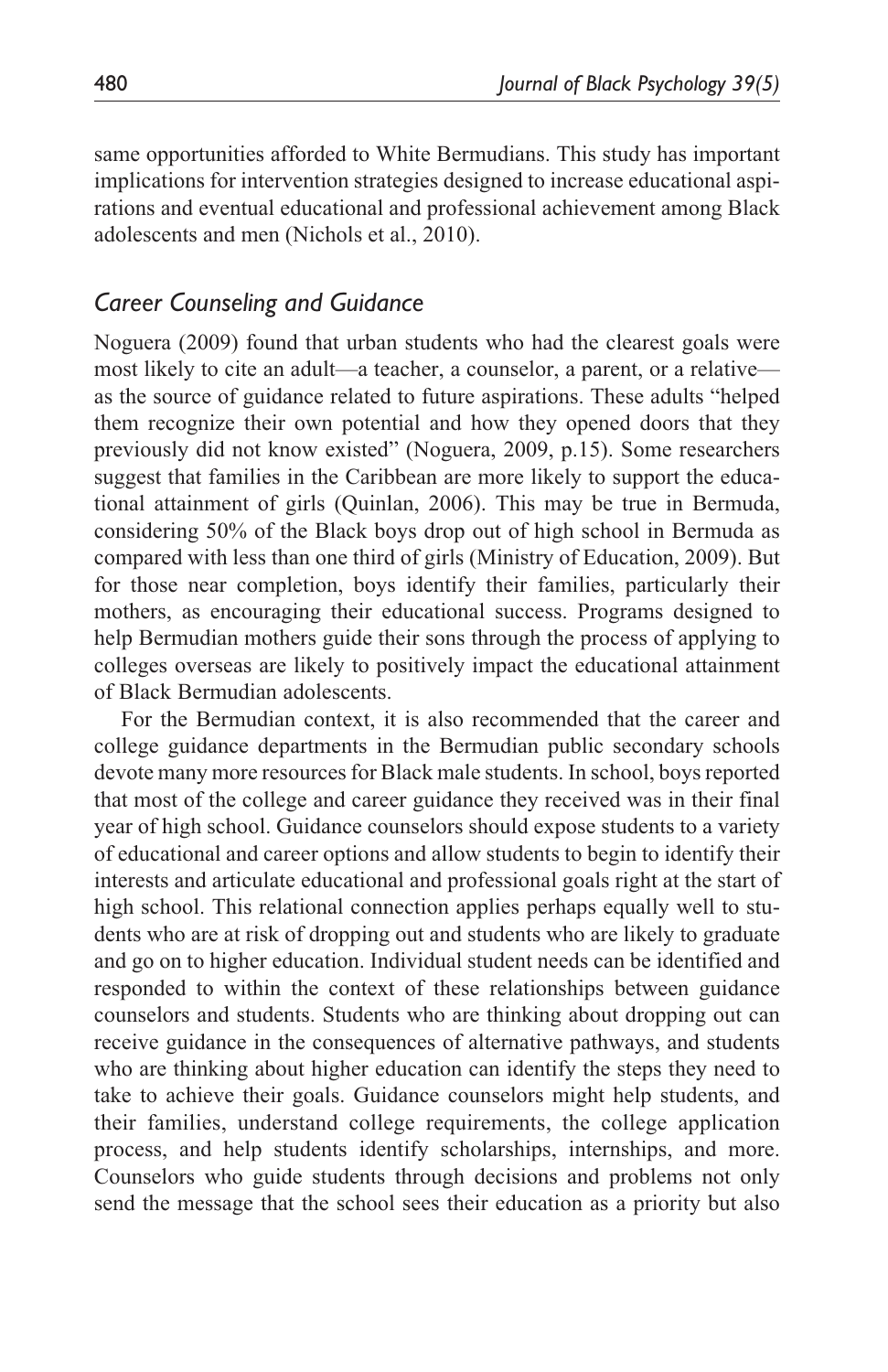same opportunities afforded to White Bermudians. This study has important implications for intervention strategies designed to increase educational aspirations and eventual educational and professional achievement among Black adolescents and men (Nichols et al., 2010).

## *Career Counseling and Guidance*

Noguera (2009) found that urban students who had the clearest goals were most likely to cite an adult—a teacher, a counselor, a parent, or a relative—as the source of guidance related to future aspirations. These adults "helped them recognize their own potential and how they opened doors that they previously did not know existed" (Noguera, 2009, p.15). Some researchers suggest that families in the Caribbean are more likely to support the educational attainment of girls (Quinlan, 2006). This may be true in Bermuda, considering 50% of the Black boys drop out of high school in Bermuda as compared with less than one third of girls (Ministry of Education, 2009). But for those near completion, boys identify their families, particularly their mothers, as encouraging their educational success. Programs designed to help Bermudian mothers guide their sons through the process of applying to colleges overseas are likely to positively impact the educational attainment of Black Bermudian adolescents.

For the Bermudian context, it is also recommended that the career and college guidance departments in the Bermudian public secondary schools devote many more resources for Black male students. In school, boys reported that most of the college and career guidance they received was in their final year of high school. Guidance counselors should expose students to a variety of educational and career options and allow students to begin to identify their interests and articulate educational and professional goals right at the start of high school. This relational connection applies perhaps equally well to students who are at risk of dropping out and students who are likely to graduate and go on to higher education. Individual student needs can be identified and responded to within the context of these relationships between guidance counselors and students. Students who are thinking about dropping out can receive guidance in the consequences of alternative pathways, and students who are thinking about higher education can identify the steps they need to take to achieve their goals. Guidance counselors might help students, and their families, understand college requirements, the college application process, and help students identify scholarships, internships, and more. Counselors who guide students through decisions and problems not only send the message that the school sees their education as a priority but also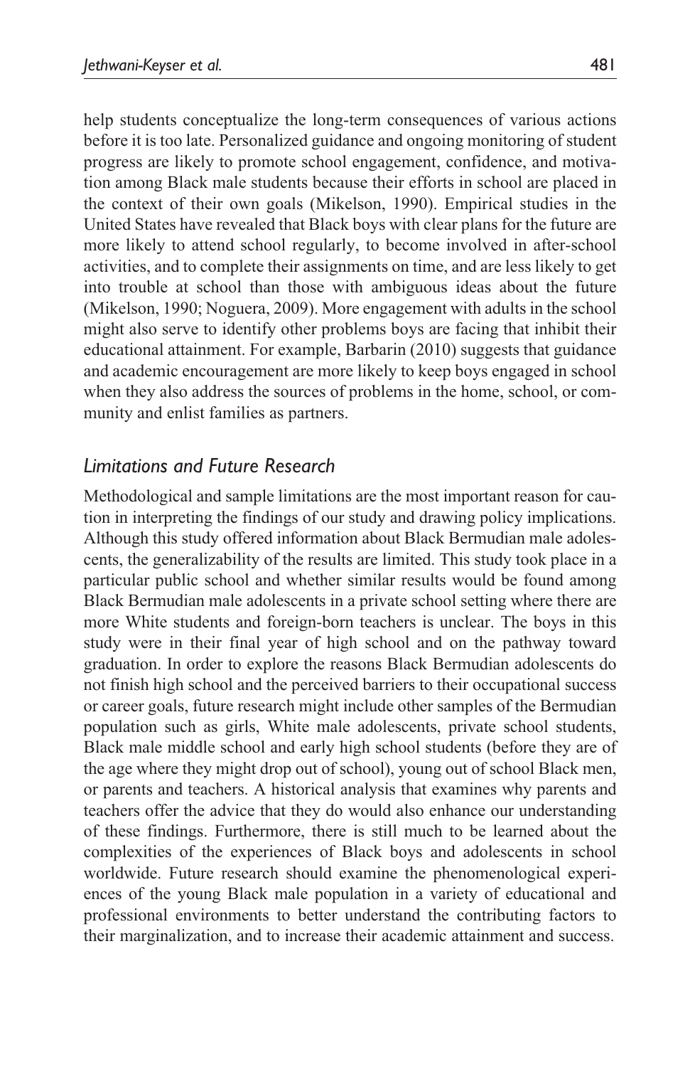help students conceptualize the long-term consequences of various actions before it is too late. Personalized guidance and ongoing monitoring of student progress are likely to promote school engagement, confidence, and motivation among Black male students because their efforts in school are placed in the context of their own goals (Mikelson, 1990). Empirical studies in the United States have revealed that Black boys with clear plans for the future are more likely to attend school regularly, to become involved in after-school activities, and to complete their assignments on time, and are less likely to get into trouble at school than those with ambiguous ideas about the future (Mikelson, 1990; Noguera, 2009). More engagement with adults in the school might also serve to identify other problems boys are facing that inhibit their educational attainment. For example, Barbarin (2010) suggests that guidance and academic encouragement are more likely to keep boys engaged in school when they also address the sources of problems in the home, school, or community and enlist families as partners.

## *Limitations and Future Research*

Methodological and sample limitations are the most important reason for caution in interpreting the findings of our study and drawing policy implications. Although this study offered information about Black Bermudian male adolescents, the generalizability of the results are limited. This study took place in a particular public school and whether similar results would be found among Black Bermudian male adolescents in a private school setting where there are more White students and foreign-born teachers is unclear. The boys in this study were in their final year of high school and on the pathway toward graduation. In order to explore the reasons Black Bermudian adolescents do not finish high school and the perceived barriers to their occupational success or career goals, future research might include other samples of the Bermudian population such as girls, White male adolescents, private school students, Black male middle school and early high school students (before they are of the age where they might drop out of school), young out of school Black men, or parents and teachers. A historical analysis that examines why parents and teachers offer the advice that they do would also enhance our understanding of these findings. Furthermore, there is still much to be learned about the complexities of the experiences of Black boys and adolescents in school worldwide. Future research should examine the phenomenological experiences of the young Black male population in a variety of educational and professional environments to better understand the contributing factors to their marginalization, and to increase their academic attainment and success.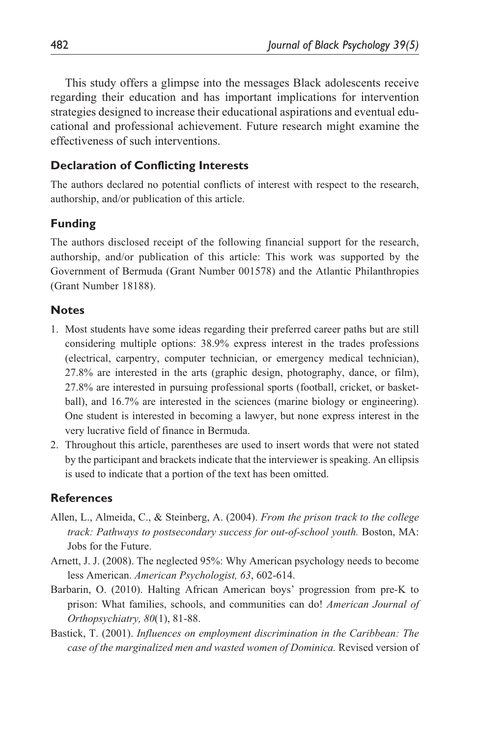This study offers a glimpse into the messages Black adolescents receive regarding their education and has important implications for intervention strategies designed to increase their educational aspirations and eventual educational and professional achievement. Future research might examine the effectiveness of such interventions.

## Declaration of Conflicting Interests

The authors declared no potential conflicts of interest with respect to the research, authorship, and/or publication of this article.

## Funding

The authors disclosed receipt of the following financial support for the research, authorship, and/or publication of this article: This work was supported by the Government of Bermuda (Grant Number 001578) and the Atlantic Philanthropies (Grant Number 18188).

## Notes

1. Most students have some ideas regarding their preferred career paths but are still considering multiple options: 38.9% express interest in the trades professions (electrical, carpentry, computer technician, or emergency medical technician), 27.8% are interested in the arts (graphic design, photography, dance, or film), 27.8% are interested in pursuing professional sports (football, cricket, or basketball), and 16.7% are interested in the sciences (marine biology or engineering). One student is interested in becoming a lawyer, but none express interest in the very lucrative field of finance in Bermuda.
2. Throughout this article, parentheses are used to insert words that were not stated by the participant and brackets indicate that the interviewer is speaking. An ellipsis is used to indicate that a portion of the text has been omitted.

## References

Allen, L., Almeida, C., & Steinberg, A. (2004). *From the prison track to the college track: Pathways to postsecondary success for out-of-school youth.* Boston, MA: Jobs for the Future.

Arnett, J. J. (2008). The neglected 95%: Why American psychology needs to become less American. *American Psychologist, 63*, 602-614.

Barbarin, O. (2010). Halting African American boys' progression from pre-K to prison: What families, schools, and communities can do! *American Journal of Orthopsychiatry, 80*(1), 81-88.

Bastick, T. (2001). *Influences on employment discrimination in the Caribbean: The case of the marginalized men and wasted women of Dominica.* Revised version of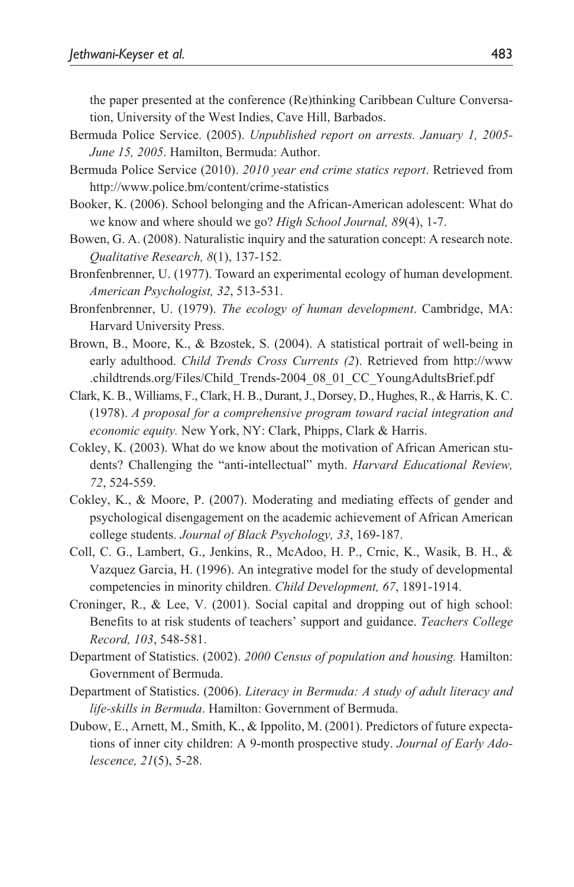the paper presented at the conference (Re)thinking Caribbean Culture Conversation, University of the West Indies, Cave Hill, Barbados.

Bermuda Police Service. (2005). *Unpublished report on arrests. January 1, 2005-June 15, 2005*. Hamilton, Bermuda: Author.

Bermuda Police Service (2010). *2010 year end crime statics report*. Retrieved from http://www.police.bm/content/crime-statistics

Booker, K. (2006). School belonging and the African-American adolescent: What do we know and where should we go? *High School Journal, 89*(4), 1-7.

Bowen, G. A. (2008). Naturalistic inquiry and the saturation concept: A research note. *Qualitative Research, 8*(1), 137-152.

Bronfenbrenner, U. (1977). Toward an experimental ecology of human development. *American Psychologist, 32*, 513-531.

Bronfenbrenner, U. (1979). *The ecology of human development*. Cambridge, MA: Harvard University Press.

Brown, B., Moore, K., & Bzostek, S. (2004). A statistical portrait of well-being in early adulthood. *Child Trends Cross Currents (2*). Retrieved from http://www.childtrends.org/Files/Child_Trends-2004_08_01_CC_YoungAdultsBrief.pdf

Clark, K. B., Williams, F., Clark, H. B., Durant, J., Dorsey, D., Hughes, R., & Harris, K. C. (1978). *A proposal for a comprehensive program toward racial integration and economic equity.* New York, NY: Clark, Phipps, Clark & Harris.

Cokley, K. (2003). What do we know about the motivation of African American students? Challenging the "anti-intellectual" myth. *Harvard Educational Review, 72*, 524-559.

Cokley, K., & Moore, P. (2007). Moderating and mediating effects of gender and psychological disengagement on the academic achievement of African American college students. *Journal of Black Psychology, 33*, 169-187.

Coll, C. G., Lambert, G., Jenkins, R., McAdoo, H. P., Crnic, K., Wasik, B. H., & Vazquez Garcia, H. (1996). An integrative model for the study of developmental competencies in minority children. *Child Development, 67*, 1891-1914.

Croninger, R., & Lee, V. (2001). Social capital and dropping out of high school: Benefits to at risk students of teachers' support and guidance. *Teachers College Record, 103*, 548-581.

Department of Statistics. (2002). *2000 Census of population and housing.* Hamilton: Government of Bermuda.

Department of Statistics. (2006). *Literacy in Bermuda: A study of adult literacy and life-skills in Bermuda*. Hamilton: Government of Bermuda.

Dubow, E., Arnett, M., Smith, K., & Ippolito, M. (2001). Predictors of future expectations of inner city children: A 9-month prospective study. *Journal of Early Adolescence, 21*(5), 5-28.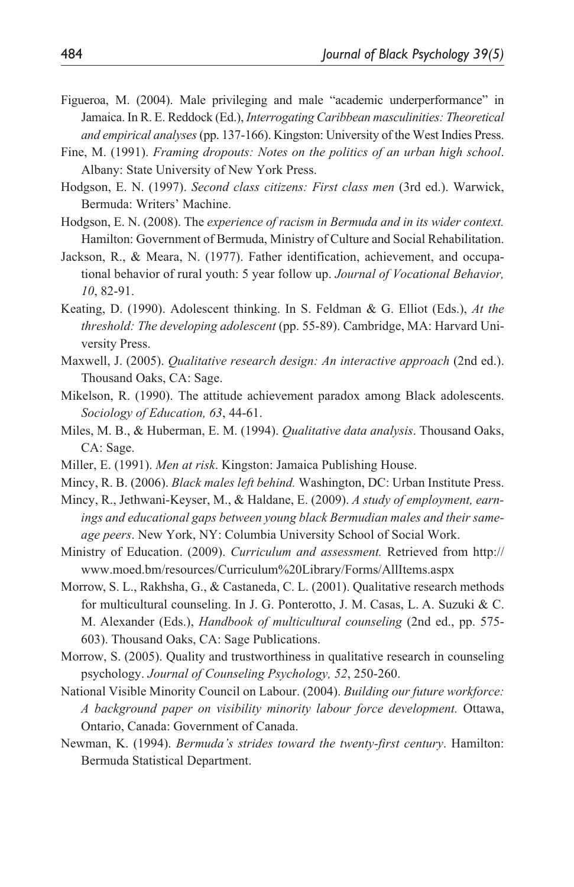Figueroa, M. (2004). Male privileging and male "academic underperformance" in Jamaica. In R. E. Reddock (Ed.), *Interrogating Caribbean masculinities: Theoretical and empirical analyses* (pp. 137-166). Kingston: University of the West Indies Press.

Fine, M. (1991). *Framing dropouts: Notes on the politics of an urban high school*. Albany: State University of New York Press.

Hodgson, E. N. (1997). *Second class citizens: First class men* (3rd ed.). Warwick, Bermuda: Writers' Machine.

Hodgson, E. N. (2008). The *experience of racism in Bermuda and in its wider context.* Hamilton: Government of Bermuda, Ministry of Culture and Social Rehabilitation.

Jackson, R., & Meara, N. (1977). Father identification, achievement, and occupational behavior of rural youth: 5 year follow up. *Journal of Vocational Behavior, 10*, 82-91.

Keating, D. (1990). Adolescent thinking. In S. Feldman & G. Elliot (Eds.), *At the threshold: The developing adolescent* (pp. 55-89). Cambridge, MA: Harvard University Press.

Maxwell, J. (2005). *Qualitative research design: An interactive approach* (2nd ed.). Thousand Oaks, CA: Sage.

Mikelson, R. (1990). The attitude achievement paradox among Black adolescents. *Sociology of Education, 63*, 44-61.

Miles, M. B., & Huberman, E. M. (1994). *Qualitative data analysis*. Thousand Oaks, CA: Sage.

Miller, E. (1991). *Men at risk*. Kingston: Jamaica Publishing House.

Mincy, R. B. (2006). *Black males left behind.* Washington, DC: Urban Institute Press.

Mincy, R., Jethwani-Keyser, M., & Haldane, E. (2009). *A study of employment, earnings and educational gaps between young black Bermudian males and their same-age peers*. New York, NY: Columbia University School of Social Work.

Ministry of Education. (2009). *Curriculum and assessment.* Retrieved from http://www.moed.bm/resources/Curriculum%20Library/Forms/AllItems.aspx

Morrow, S. L., Rakhsha, G., & Castaneda, C. L. (2001). Qualitative research methods for multicultural counseling. In J. G. Ponterotto, J. M. Casas, L. A. Suzuki & C. M. Alexander (Eds.), *Handbook of multicultural counseling* (2nd ed., pp. 575-603). Thousand Oaks, CA: Sage Publications.

Morrow, S. (2005). Quality and trustworthiness in qualitative research in counseling psychology. *Journal of Counseling Psychology, 52*, 250-260.

National Visible Minority Council on Labour. (2004). *Building our future workforce: A background paper on visibility minority labour force development.* Ottawa, Ontario, Canada: Government of Canada.

Newman, K. (1994). *Bermuda's strides toward the twenty-first century*. Hamilton: Bermuda Statistical Department.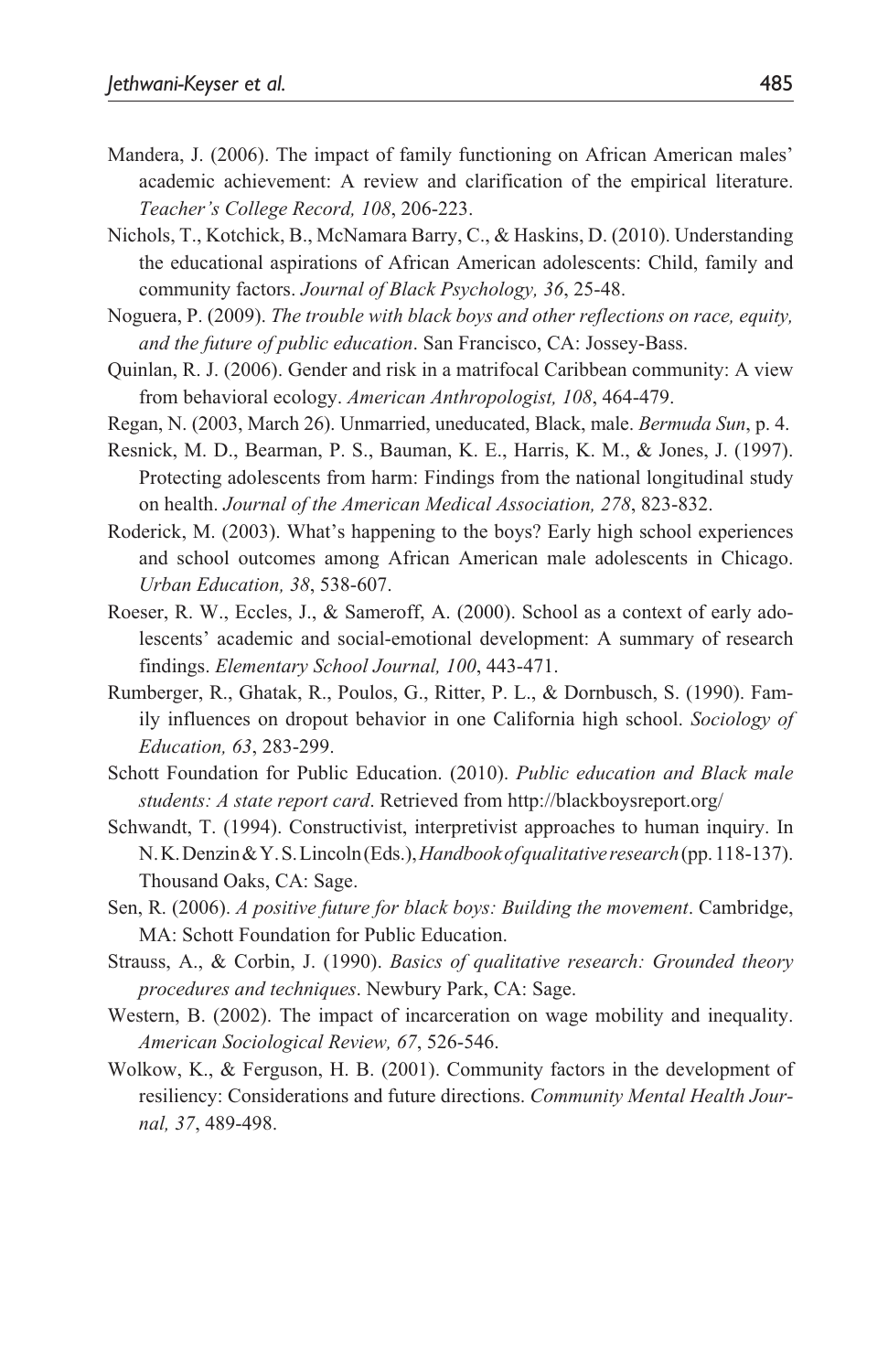Mandera, J. (2006). The impact of family functioning on African American males' academic achievement: A review and clarification of the empirical literature. *Teacher's College Record, 108*, 206-223.

Nichols, T., Kotchick, B., McNamara Barry, C., & Haskins, D. (2010). Understanding the educational aspirations of African American adolescents: Child, family and community factors. *Journal of Black Psychology, 36*, 25-48.

Noguera, P. (2009). *The trouble with black boys and other reflections on race, equity, and the future of public education*. San Francisco, CA: Jossey-Bass.

Quinlan, R. J. (2006). Gender and risk in a matrifocal Caribbean community: A view from behavioral ecology. *American Anthropologist, 108*, 464-479.

Regan, N. (2003, March 26). Unmarried, uneducated, Black, male. *Bermuda Sun*, p. 4.

Resnick, M. D., Bearman, P. S., Bauman, K. E., Harris, K. M., & Jones, J. (1997). Protecting adolescents from harm: Findings from the national longitudinal study on health. *Journal of the American Medical Association, 278*, 823-832.

Roderick, M. (2003). What's happening to the boys? Early high school experiences and school outcomes among African American male adolescents in Chicago. *Urban Education, 38*, 538-607.

Roeser, R. W., Eccles, J., & Sameroff, A. (2000). School as a context of early adolescents' academic and social-emotional development: A summary of research findings. *Elementary School Journal, 100*, 443-471.

Rumberger, R., Ghatak, R., Poulos, G., Ritter, P. L., & Dornbusch, S. (1990). Family influences on dropout behavior in one California high school. *Sociology of Education, 63*, 283-299.

Schott Foundation for Public Education. (2010). *Public education and Black male students: A state report card*. Retrieved from http://blackboysreport.org/

Schwandt, T. (1994). Constructivist, interpretivist approaches to human inquiry. In N. K. Denzin & Y. S. Lincoln (Eds.), *Handbook of qualitative research* (pp. 118-137). Thousand Oaks, CA: Sage.

Sen, R. (2006). *A positive future for black boys: Building the movement*. Cambridge, MA: Schott Foundation for Public Education.

Strauss, A., & Corbin, J. (1990). *Basics of qualitative research: Grounded theory procedures and techniques*. Newbury Park, CA: Sage.

Western, B. (2002). The impact of incarceration on wage mobility and inequality. *American Sociological Review, 67*, 526-546.

Wolkow, K., & Ferguson, H. B. (2001). Community factors in the development of resiliency: Considerations and future directions. *Community Mental Health Journal, 37*, 489-498.